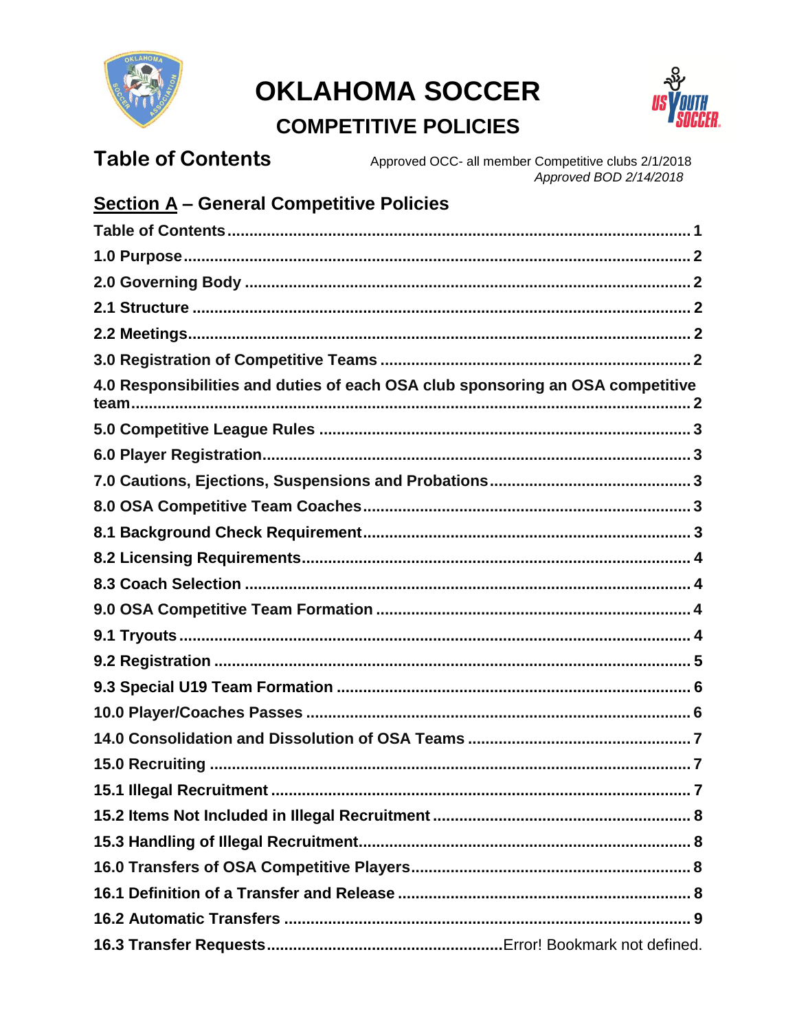# OKLAHOMA SOCCER

## COMPETITIVE POLICIES

## Table of Contents

Approved OCC- all member Competitive clubs 2/1/2018
*Approved BOD 2/14/2018*

## Section A – General Competitive Policies

**Table of Contents** .......... 1

**1.0 Purpose** .......... 2

**2.0 Governing Body** .......... 2

**2.1 Structure** .......... 2

**2.2 Meetings** .......... 2

**3.0 Registration of Competitive Teams** .......... 2

**4.0 Responsibilities and duties of each OSA club sponsoring an OSA competitive team** .......... 2

**5.0 Competitive League Rules** .......... 3

**6.0 Player Registration** .......... 3

**7.0 Cautions, Ejections, Suspensions and Probations** .......... 3

**8.0 OSA Competitive Team Coaches** .......... 3

**8.1 Background Check Requirement** .......... 3

**8.2 Licensing Requirements** .......... 4

**8.3 Coach Selection** .......... 4

**9.0 OSA Competitive Team Formation** .......... 4

**9.1 Tryouts** .......... 4

**9.2 Registration** .......... 5

**9.3 Special U19 Team Formation** .......... 6

**10.0 Player/Coaches Passes** .......... 6

**14.0 Consolidation and Dissolution of OSA Teams** .......... 7

**15.0 Recruiting** .......... 7

**15.1 Illegal Recruitment** .......... 7

**15.2 Items Not Included in Illegal Recruitment** .......... 8

**15.3 Handling of Illegal Recruitment** .......... 8

**16.0 Transfers of OSA Competitive Players** .......... 8

**16.1 Definition of a Transfer and Release** .......... 8

**16.2 Automatic Transfers** .......... 9

**16.3 Transfer Requests** .......... Error! Bookmark not defined.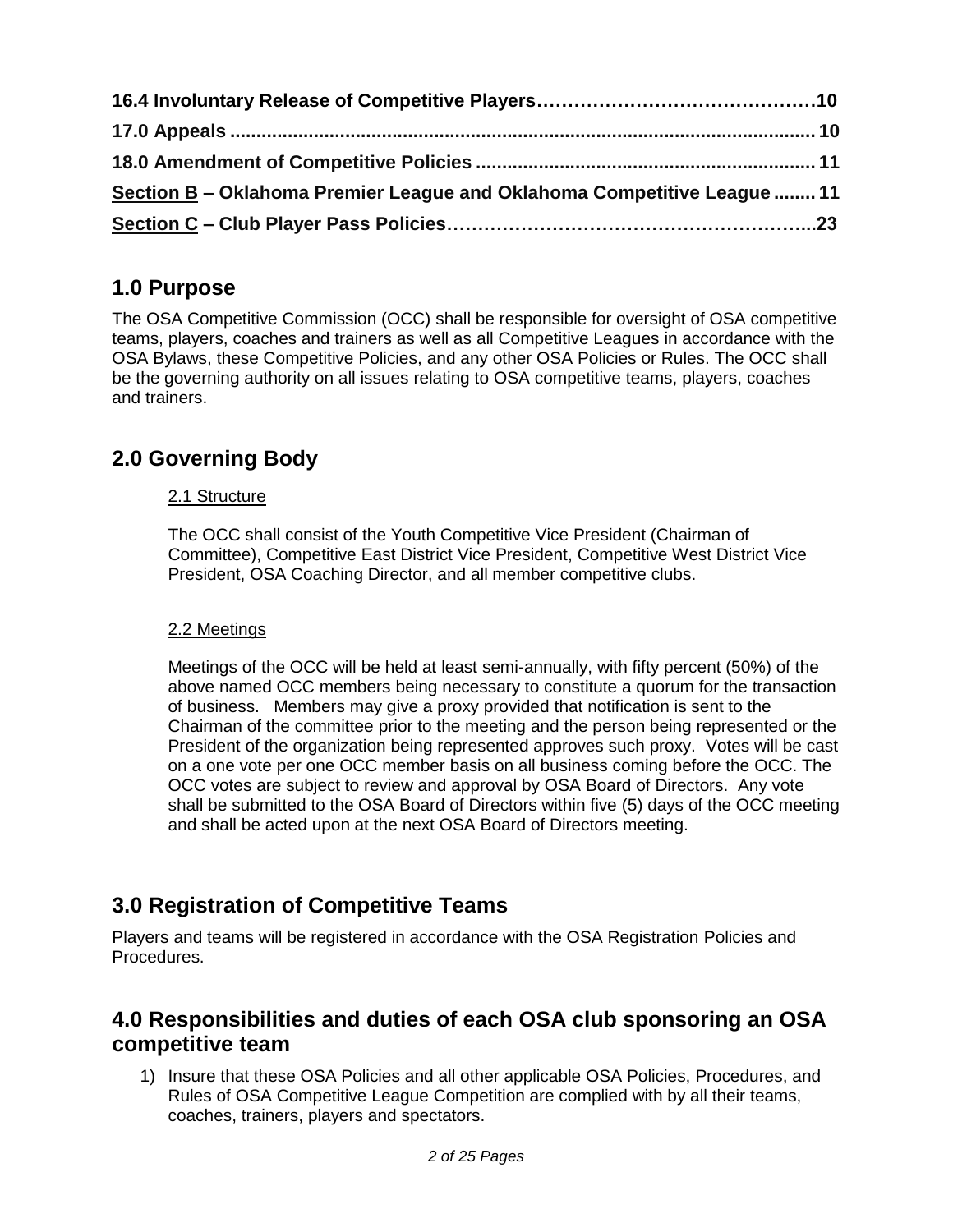**16.4 Involuntary Release of Competitive Players……………………………………10**
**17.0 Appeals .............................................................................................................. 10**
**18.0 Amendment of Competitive Policies ................................................................ 11**
**Section B – Oklahoma Premier League and Oklahoma Competitive League ........ 11**
**Section C – Club Player Pass Policies…………………………………………………...23**

## 1.0 Purpose

The OSA Competitive Commission (OCC) shall be responsible for oversight of OSA competitive teams, players, coaches and trainers as well as all Competitive Leagues in accordance with the OSA Bylaws, these Competitive Policies, and any other OSA Policies or Rules. The OCC shall be the governing authority on all issues relating to OSA competitive teams, players, coaches and trainers.

## 2.0 Governing Body

### 2.1 Structure

The OCC shall consist of the Youth Competitive Vice President (Chairman of Committee), Competitive East District Vice President, Competitive West District Vice President, OSA Coaching Director, and all member competitive clubs.

### 2.2 Meetings

Meetings of the OCC will be held at least semi-annually, with fifty percent (50%) of the above named OCC members being necessary to constitute a quorum for the transaction of business. Members may give a proxy provided that notification is sent to the Chairman of the committee prior to the meeting and the person being represented or the President of the organization being represented approves such proxy. Votes will be cast on a one vote per one OCC member basis on all business coming before the OCC. The OCC votes are subject to review and approval by OSA Board of Directors. Any vote shall be submitted to the OSA Board of Directors within five (5) days of the OCC meeting and shall be acted upon at the next OSA Board of Directors meeting.

## 3.0 Registration of Competitive Teams

Players and teams will be registered in accordance with the OSA Registration Policies and Procedures.

## 4.0 Responsibilities and duties of each OSA club sponsoring an OSA competitive team

1) Insure that these OSA Policies and all other applicable OSA Policies, Procedures, and Rules of OSA Competitive League Competition are complied with by all their teams, coaches, trainers, players and spectators.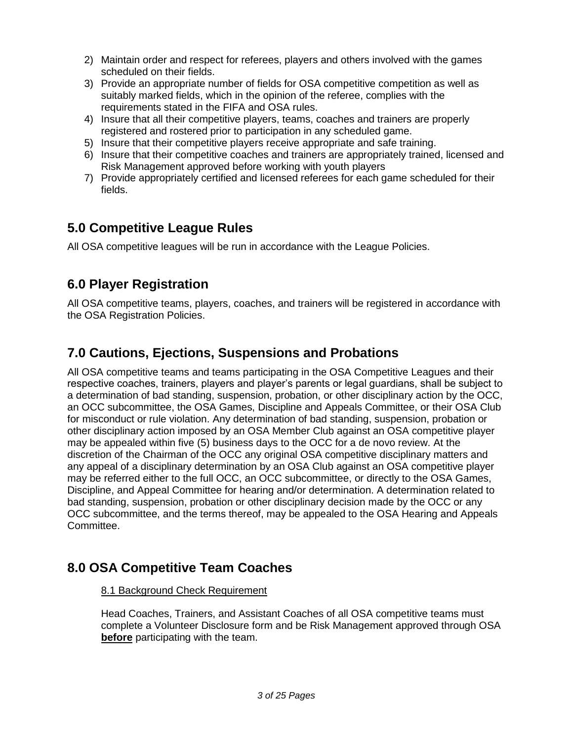2) Maintain order and respect for referees, players and others involved with the games scheduled on their fields.
3) Provide an appropriate number of fields for OSA competitive competition as well as suitably marked fields, which in the opinion of the referee, complies with the requirements stated in the FIFA and OSA rules.
4) Insure that all their competitive players, teams, coaches and trainers are properly registered and rostered prior to participation in any scheduled game.
5) Insure that their competitive players receive appropriate and safe training.
6) Insure that their competitive coaches and trainers are appropriately trained, licensed and Risk Management approved before working with youth players
7) Provide appropriately certified and licensed referees for each game scheduled for their fields.

## 5.0 Competitive League Rules

All OSA competitive leagues will be run in accordance with the League Policies.

## 6.0 Player Registration

All OSA competitive teams, players, coaches, and trainers will be registered in accordance with the OSA Registration Policies.

## 7.0 Cautions, Ejections, Suspensions and Probations

All OSA competitive teams and teams participating in the OSA Competitive Leagues and their respective coaches, trainers, players and player's parents or legal guardians, shall be subject to a determination of bad standing, suspension, probation, or other disciplinary action by the OCC, an OCC subcommittee, the OSA Games, Discipline and Appeals Committee, or their OSA Club for misconduct or rule violation. Any determination of bad standing, suspension, probation or other disciplinary action imposed by an OSA Member Club against an OSA competitive player may be appealed within five (5) business days to the OCC for a de novo review. At the discretion of the Chairman of the OCC any original OSA competitive disciplinary matters and any appeal of a disciplinary determination by an OSA Club against an OSA competitive player may be referred either to the full OCC, an OCC subcommittee, or directly to the OSA Games, Discipline, and Appeal Committee for hearing and/or determination. A determination related to bad standing, suspension, probation or other disciplinary decision made by the OCC or any OCC subcommittee, and the terms thereof, may be appealed to the OSA Hearing and Appeals Committee.

## 8.0 OSA Competitive Team Coaches

### 8.1 Background Check Requirement

Head Coaches, Trainers, and Assistant Coaches of all OSA competitive teams must complete a Volunteer Disclosure form and be Risk Management approved through OSA **before** participating with the team.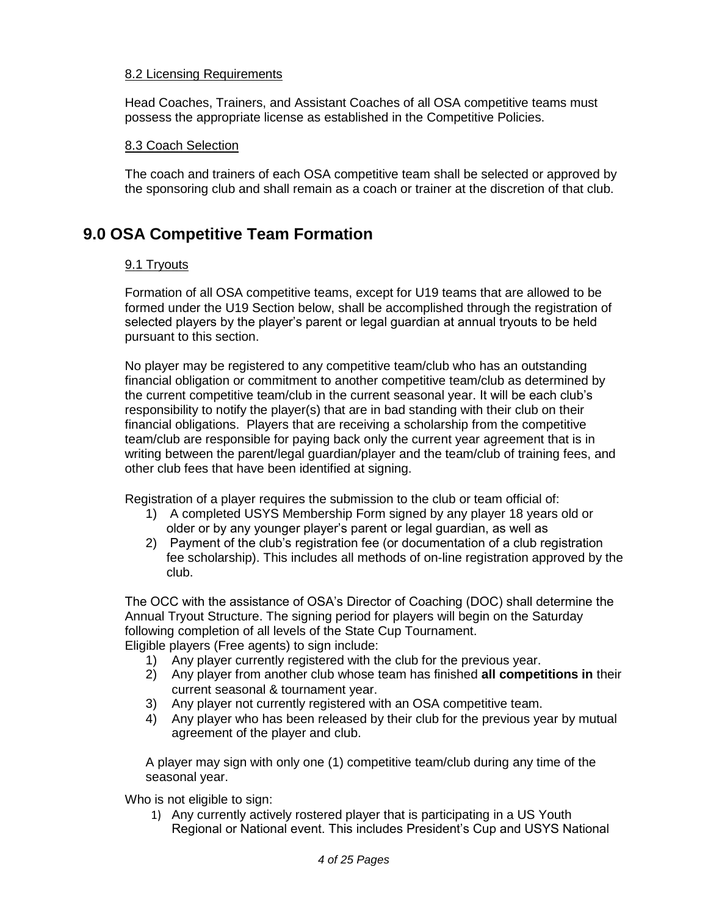### 8.2 Licensing Requirements

Head Coaches, Trainers, and Assistant Coaches of all OSA competitive teams must possess the appropriate license as established in the Competitive Policies.

### 8.3 Coach Selection

The coach and trainers of each OSA competitive team shall be selected or approved by the sponsoring club and shall remain as a coach or trainer at the discretion of that club.

## 9.0 OSA Competitive Team Formation

### 9.1 Tryouts

Formation of all OSA competitive teams, except for U19 teams that are allowed to be formed under the U19 Section below, shall be accomplished through the registration of selected players by the player's parent or legal guardian at annual tryouts to be held pursuant to this section.

No player may be registered to any competitive team/club who has an outstanding financial obligation or commitment to another competitive team/club as determined by the current competitive team/club in the current seasonal year. It will be each club's responsibility to notify the player(s) that are in bad standing with their club on their financial obligations. Players that are receiving a scholarship from the competitive team/club are responsible for paying back only the current year agreement that is in writing between the parent/legal guardian/player and the team/club of training fees, and other club fees that have been identified at signing.

Registration of a player requires the submission to the club or team official of:

1) A completed USYS Membership Form signed by any player 18 years old or older or by any younger player's parent or legal guardian, as well as
2) Payment of the club's registration fee (or documentation of a club registration fee scholarship). This includes all methods of on-line registration approved by the club.

The OCC with the assistance of OSA's Director of Coaching (DOC) shall determine the Annual Tryout Structure. The signing period for players will begin on the Saturday following completion of all levels of the State Cup Tournament.
Eligible players (Free agents) to sign include:

1) Any player currently registered with the club for the previous year.
2) Any player from another club whose team has finished **all competitions in** their current seasonal & tournament year.
3) Any player not currently registered with an OSA competitive team.
4) Any player who has been released by their club for the previous year by mutual agreement of the player and club.

A player may sign with only one (1) competitive team/club during any time of the seasonal year.

Who is not eligible to sign:

1) Any currently actively rostered player that is participating in a US Youth Regional or National event. This includes President's Cup and USYS National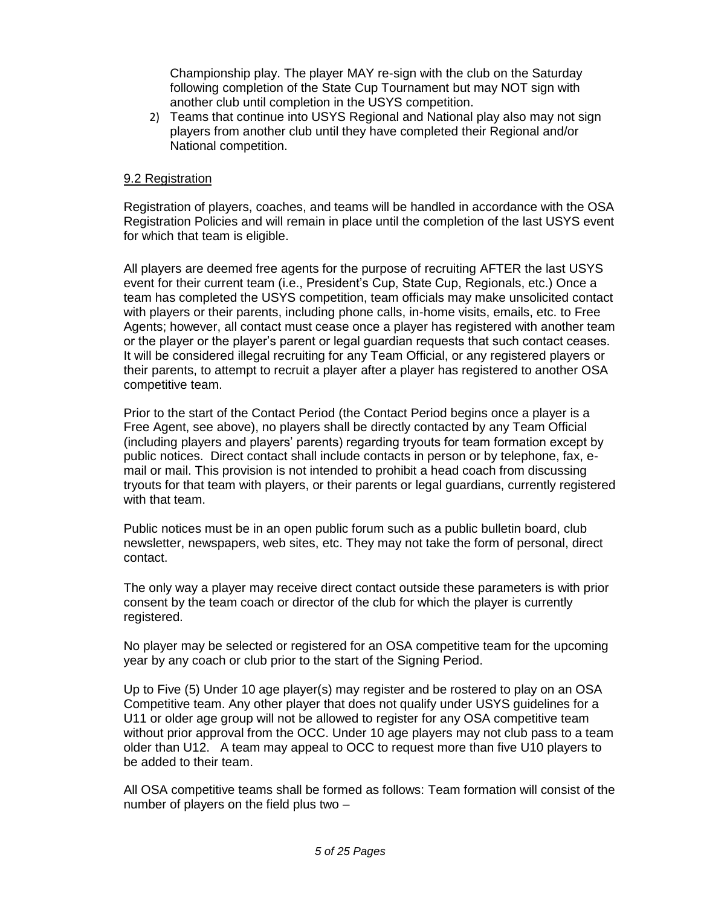Championship play. The player MAY re-sign with the club on the Saturday following completion of the State Cup Tournament but may NOT sign with another club until completion in the USYS competition.

2) Teams that continue into USYS Regional and National play also may not sign players from another club until they have completed their Regional and/or National competition.

9.2 Registration

Registration of players, coaches, and teams will be handled in accordance with the OSA Registration Policies and will remain in place until the completion of the last USYS event for which that team is eligible.

All players are deemed free agents for the purpose of recruiting AFTER the last USYS event for their current team (i.e., President's Cup, State Cup, Regionals, etc.) Once a team has completed the USYS competition, team officials may make unsolicited contact with players or their parents, including phone calls, in-home visits, emails, etc. to Free Agents; however, all contact must cease once a player has registered with another team or the player or the player's parent or legal guardian requests that such contact ceases. It will be considered illegal recruiting for any Team Official, or any registered players or their parents, to attempt to recruit a player after a player has registered to another OSA competitive team.

Prior to the start of the Contact Period (the Contact Period begins once a player is a Free Agent, see above), no players shall be directly contacted by any Team Official (including players and players' parents) regarding tryouts for team formation except by public notices. Direct contact shall include contacts in person or by telephone, fax, e-mail or mail. This provision is not intended to prohibit a head coach from discussing tryouts for that team with players, or their parents or legal guardians, currently registered with that team.

Public notices must be in an open public forum such as a public bulletin board, club newsletter, newspapers, web sites, etc. They may not take the form of personal, direct contact.

The only way a player may receive direct contact outside these parameters is with prior consent by the team coach or director of the club for which the player is currently registered.

No player may be selected or registered for an OSA competitive team for the upcoming year by any coach or club prior to the start of the Signing Period.

Up to Five (5) Under 10 age player(s) may register and be rostered to play on an OSA Competitive team. Any other player that does not qualify under USYS guidelines for a U11 or older age group will not be allowed to register for any OSA competitive team without prior approval from the OCC. Under 10 age players may not club pass to a team older than U12. A team may appeal to OCC to request more than five U10 players to be added to their team.

All OSA competitive teams shall be formed as follows: Team formation will consist of the number of players on the field plus two –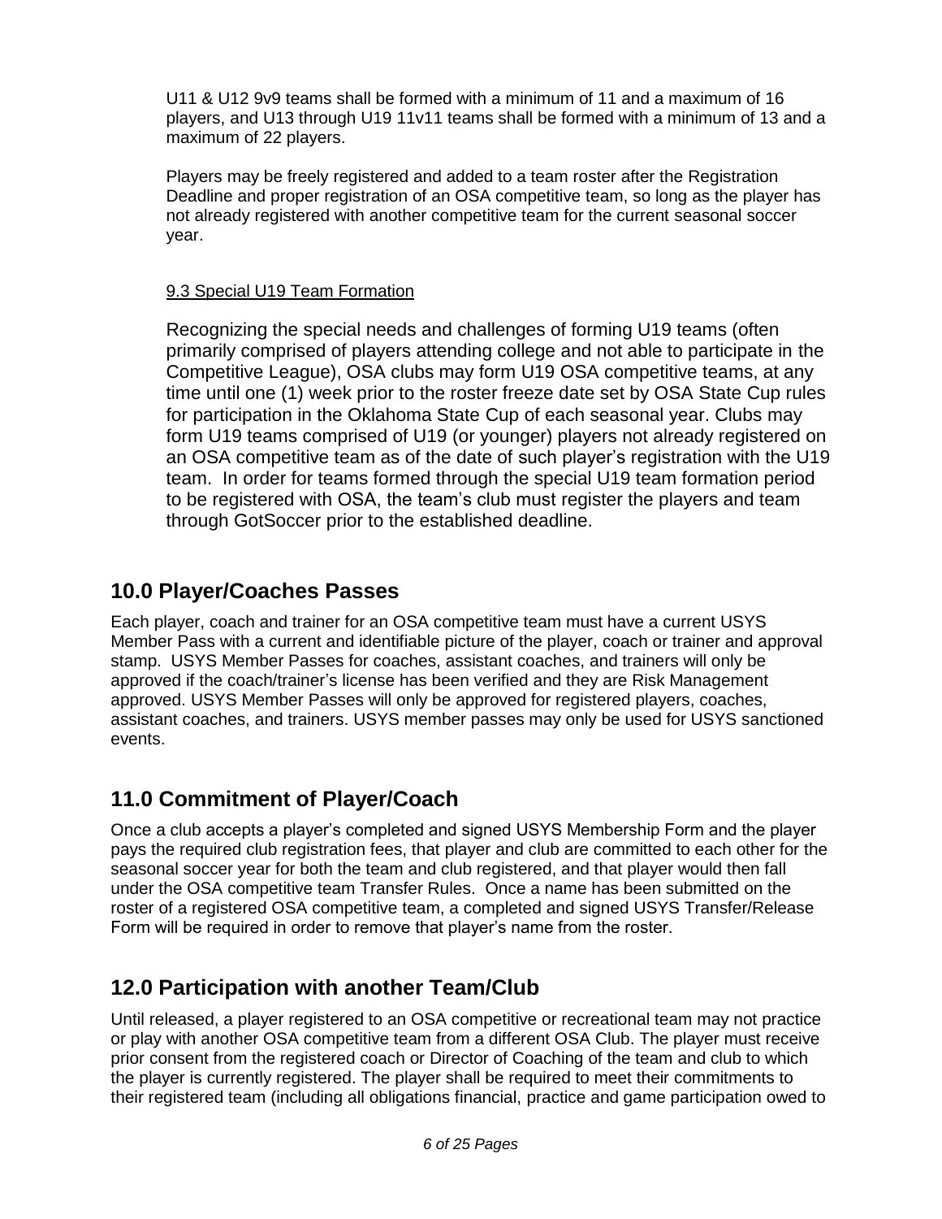U11 & U12 9v9 teams shall be formed with a minimum of 11 and a maximum of 16 players, and U13 through U19 11v11 teams shall be formed with a minimum of 13 and a maximum of 22 players.

Players may be freely registered and added to a team roster after the Registration Deadline and proper registration of an OSA competitive team, so long as the player has not already registered with another competitive team for the current seasonal soccer year.

### 9.3 Special U19 Team Formation

Recognizing the special needs and challenges of forming U19 teams (often primarily comprised of players attending college and not able to participate in the Competitive League), OSA clubs may form U19 OSA competitive teams, at any time until one (1) week prior to the roster freeze date set by OSA State Cup rules for participation in the Oklahoma State Cup of each seasonal year. Clubs may form U19 teams comprised of U19 (or younger) players not already registered on an OSA competitive team as of the date of such player's registration with the U19 team. In order for teams formed through the special U19 team formation period to be registered with OSA, the team's club must register the players and team through GotSoccer prior to the established deadline.

## 10.0 Player/Coaches Passes

Each player, coach and trainer for an OSA competitive team must have a current USYS Member Pass with a current and identifiable picture of the player, coach or trainer and approval stamp. USYS Member Passes for coaches, assistant coaches, and trainers will only be approved if the coach/trainer's license has been verified and they are Risk Management approved. USYS Member Passes will only be approved for registered players, coaches, assistant coaches, and trainers. USYS member passes may only be used for USYS sanctioned events.

## 11.0 Commitment of Player/Coach

Once a club accepts a player's completed and signed USYS Membership Form and the player pays the required club registration fees, that player and club are committed to each other for the seasonal soccer year for both the team and club registered, and that player would then fall under the OSA competitive team Transfer Rules. Once a name has been submitted on the roster of a registered OSA competitive team, a completed and signed USYS Transfer/Release Form will be required in order to remove that player's name from the roster.

## 12.0 Participation with another Team/Club

Until released, a player registered to an OSA competitive or recreational team may not practice or play with another OSA competitive team from a different OSA Club. The player must receive prior consent from the registered coach or Director of Coaching of the team and club to which the player is currently registered. The player shall be required to meet their commitments to their registered team (including all obligations financial, practice and game participation owed to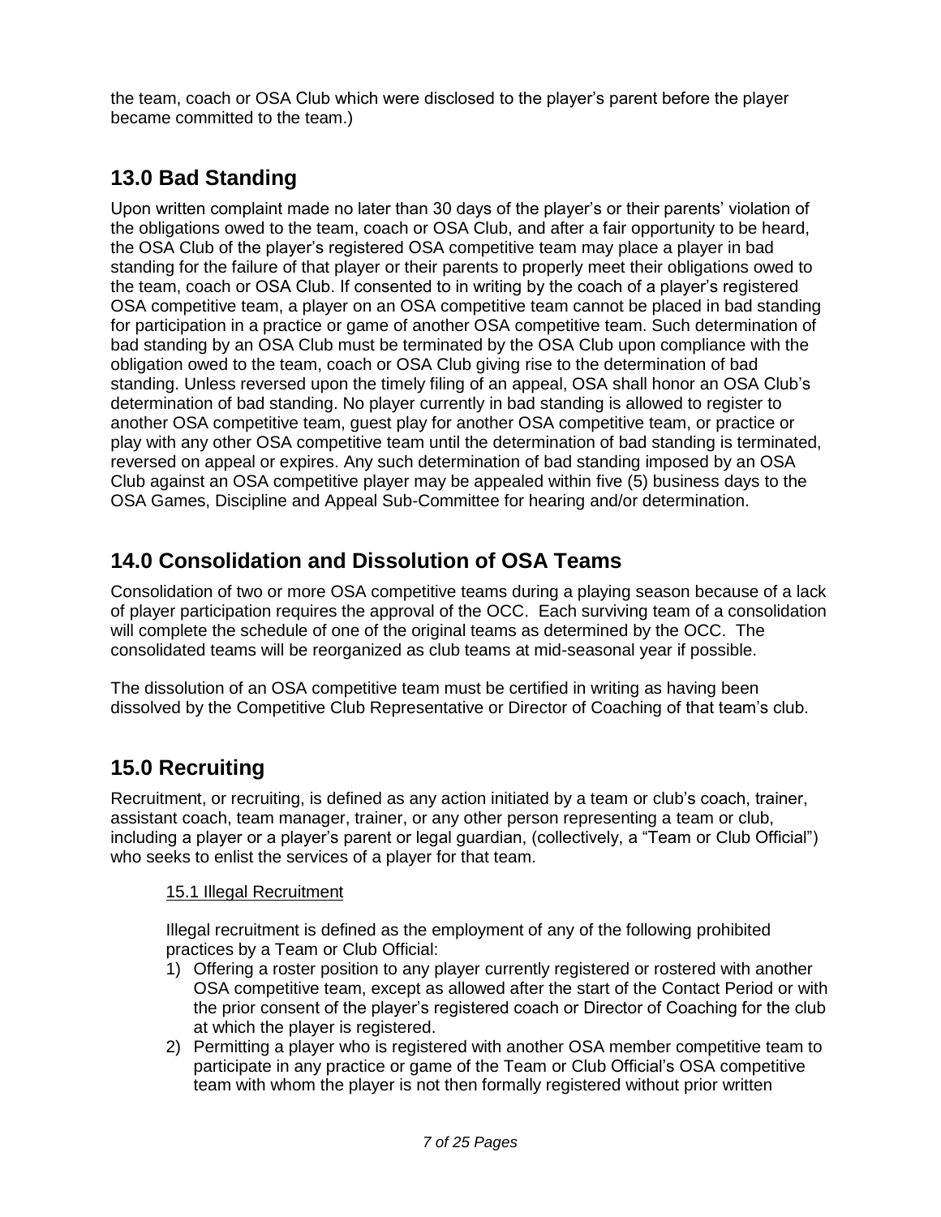the team, coach or OSA Club which were disclosed to the player's parent before the player became committed to the team.)

## 13.0 Bad Standing

Upon written complaint made no later than 30 days of the player's or their parents' violation of the obligations owed to the team, coach or OSA Club, and after a fair opportunity to be heard, the OSA Club of the player's registered OSA competitive team may place a player in bad standing for the failure of that player or their parents to properly meet their obligations owed to the team, coach or OSA Club. If consented to in writing by the coach of a player's registered OSA competitive team, a player on an OSA competitive team cannot be placed in bad standing for participation in a practice or game of another OSA competitive team. Such determination of bad standing by an OSA Club must be terminated by the OSA Club upon compliance with the obligation owed to the team, coach or OSA Club giving rise to the determination of bad standing. Unless reversed upon the timely filing of an appeal, OSA shall honor an OSA Club's determination of bad standing. No player currently in bad standing is allowed to register to another OSA competitive team, guest play for another OSA competitive team, or practice or play with any other OSA competitive team until the determination of bad standing is terminated, reversed on appeal or expires. Any such determination of bad standing imposed by an OSA Club against an OSA competitive player may be appealed within five (5) business days to the OSA Games, Discipline and Appeal Sub-Committee for hearing and/or determination.

## 14.0 Consolidation and Dissolution of OSA Teams

Consolidation of two or more OSA competitive teams during a playing season because of a lack of player participation requires the approval of the OCC. Each surviving team of a consolidation will complete the schedule of one of the original teams as determined by the OCC. The consolidated teams will be reorganized as club teams at mid-seasonal year if possible.

The dissolution of an OSA competitive team must be certified in writing as having been dissolved by the Competitive Club Representative or Director of Coaching of that team's club.

## 15.0 Recruiting

Recruitment, or recruiting, is defined as any action initiated by a team or club's coach, trainer, assistant coach, team manager, trainer, or any other person representing a team or club, including a player or a player's parent or legal guardian, (collectively, a "Team or Club Official") who seeks to enlist the services of a player for that team.

### 15.1 Illegal Recruitment

Illegal recruitment is defined as the employment of any of the following prohibited practices by a Team or Club Official:

1) Offering a roster position to any player currently registered or rostered with another OSA competitive team, except as allowed after the start of the Contact Period or with the prior consent of the player's registered coach or Director of Coaching for the club at which the player is registered.
2) Permitting a player who is registered with another OSA member competitive team to participate in any practice or game of the Team or Club Official's OSA competitive team with whom the player is not then formally registered without prior written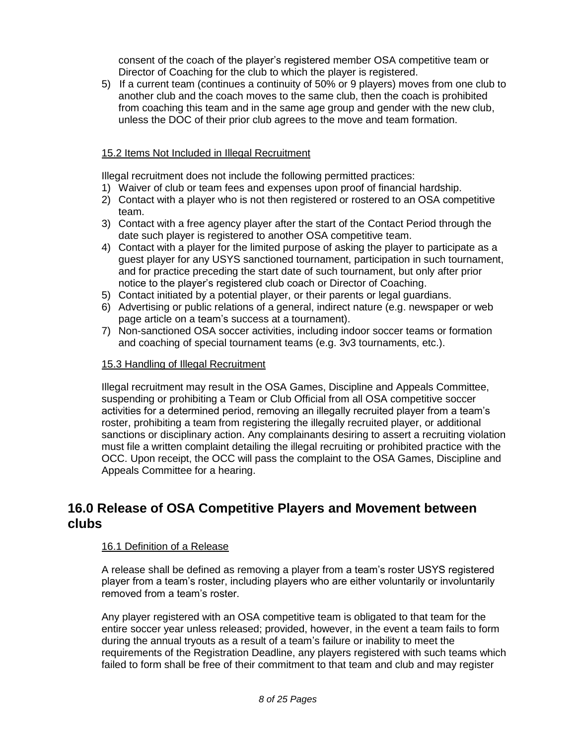consent of the coach of the player's registered member OSA competitive team or Director of Coaching for the club to which the player is registered.

5) If a current team (continues a continuity of 50% or 9 players) moves from one club to another club and the coach moves to the same club, then the coach is prohibited from coaching this team and in the same age group and gender with the new club, unless the DOC of their prior club agrees to the move and team formation.

### 15.2 Items Not Included in Illegal Recruitment

Illegal recruitment does not include the following permitted practices:

1) Waiver of club or team fees and expenses upon proof of financial hardship.
2) Contact with a player who is not then registered or rostered to an OSA competitive team.
3) Contact with a free agency player after the start of the Contact Period through the date such player is registered to another OSA competitive team.
4) Contact with a player for the limited purpose of asking the player to participate as a guest player for any USYS sanctioned tournament, participation in such tournament, and for practice preceding the start date of such tournament, but only after prior notice to the player's registered club coach or Director of Coaching.
5) Contact initiated by a potential player, or their parents or legal guardians.
6) Advertising or public relations of a general, indirect nature (e.g. newspaper or web page article on a team's success at a tournament).
7) Non-sanctioned OSA soccer activities, including indoor soccer teams or formation and coaching of special tournament teams (e.g. 3v3 tournaments, etc.).

### 15.3 Handling of Illegal Recruitment

Illegal recruitment may result in the OSA Games, Discipline and Appeals Committee, suspending or prohibiting a Team or Club Official from all OSA competitive soccer activities for a determined period, removing an illegally recruited player from a team's roster, prohibiting a team from registering the illegally recruited player, or additional sanctions or disciplinary action. Any complainants desiring to assert a recruiting violation must file a written complaint detailing the illegal recruiting or prohibited practice with the OCC. Upon receipt, the OCC will pass the complaint to the OSA Games, Discipline and Appeals Committee for a hearing.

## 16.0 Release of OSA Competitive Players and Movement between clubs

### 16.1 Definition of a Release

A release shall be defined as removing a player from a team's roster USYS registered player from a team's roster, including players who are either voluntarily or involuntarily removed from a team's roster.

Any player registered with an OSA competitive team is obligated to that team for the entire soccer year unless released; provided, however, in the event a team fails to form during the annual tryouts as a result of a team's failure or inability to meet the requirements of the Registration Deadline, any players registered with such teams which failed to form shall be free of their commitment to that team and club and may register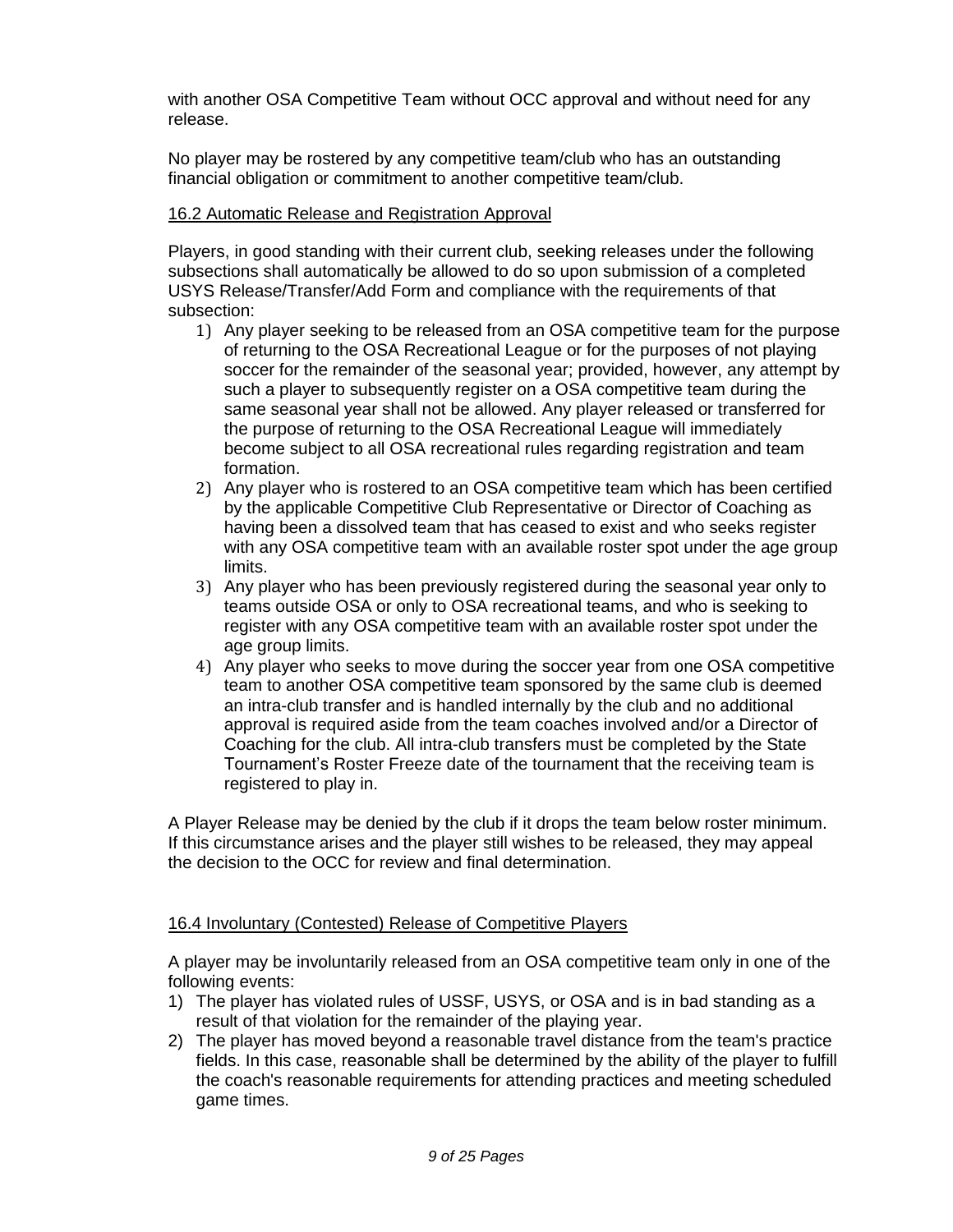with another OSA Competitive Team without OCC approval and without need for any release.

No player may be rostered by any competitive team/club who has an outstanding financial obligation or commitment to another competitive team/club.

## 16.2 Automatic Release and Registration Approval

Players, in good standing with their current club, seeking releases under the following subsections shall automatically be allowed to do so upon submission of a completed USYS Release/Transfer/Add Form and compliance with the requirements of that subsection:

1) Any player seeking to be released from an OSA competitive team for the purpose of returning to the OSA Recreational League or for the purposes of not playing soccer for the remainder of the seasonal year; provided, however, any attempt by such a player to subsequently register on a OSA competitive team during the same seasonal year shall not be allowed. Any player released or transferred for the purpose of returning to the OSA Recreational League will immediately become subject to all OSA recreational rules regarding registration and team formation.
2) Any player who is rostered to an OSA competitive team which has been certified by the applicable Competitive Club Representative or Director of Coaching as having been a dissolved team that has ceased to exist and who seeks register with any OSA competitive team with an available roster spot under the age group limits.
3) Any player who has been previously registered during the seasonal year only to teams outside OSA or only to OSA recreational teams, and who is seeking to register with any OSA competitive team with an available roster spot under the age group limits.
4) Any player who seeks to move during the soccer year from one OSA competitive team to another OSA competitive team sponsored by the same club is deemed an intra-club transfer and is handled internally by the club and no additional approval is required aside from the team coaches involved and/or a Director of Coaching for the club. All intra-club transfers must be completed by the State Tournament's Roster Freeze date of the tournament that the receiving team is registered to play in.

A Player Release may be denied by the club if it drops the team below roster minimum. If this circumstance arises and the player still wishes to be released, they may appeal the decision to the OCC for review and final determination.

## 16.4 Involuntary (Contested) Release of Competitive Players

A player may be involuntarily released from an OSA competitive team only in one of the following events:

1) The player has violated rules of USSF, USYS, or OSA and is in bad standing as a result of that violation for the remainder of the playing year.
2) The player has moved beyond a reasonable travel distance from the team's practice fields. In this case, reasonable shall be determined by the ability of the player to fulfill the coach's reasonable requirements for attending practices and meeting scheduled game times.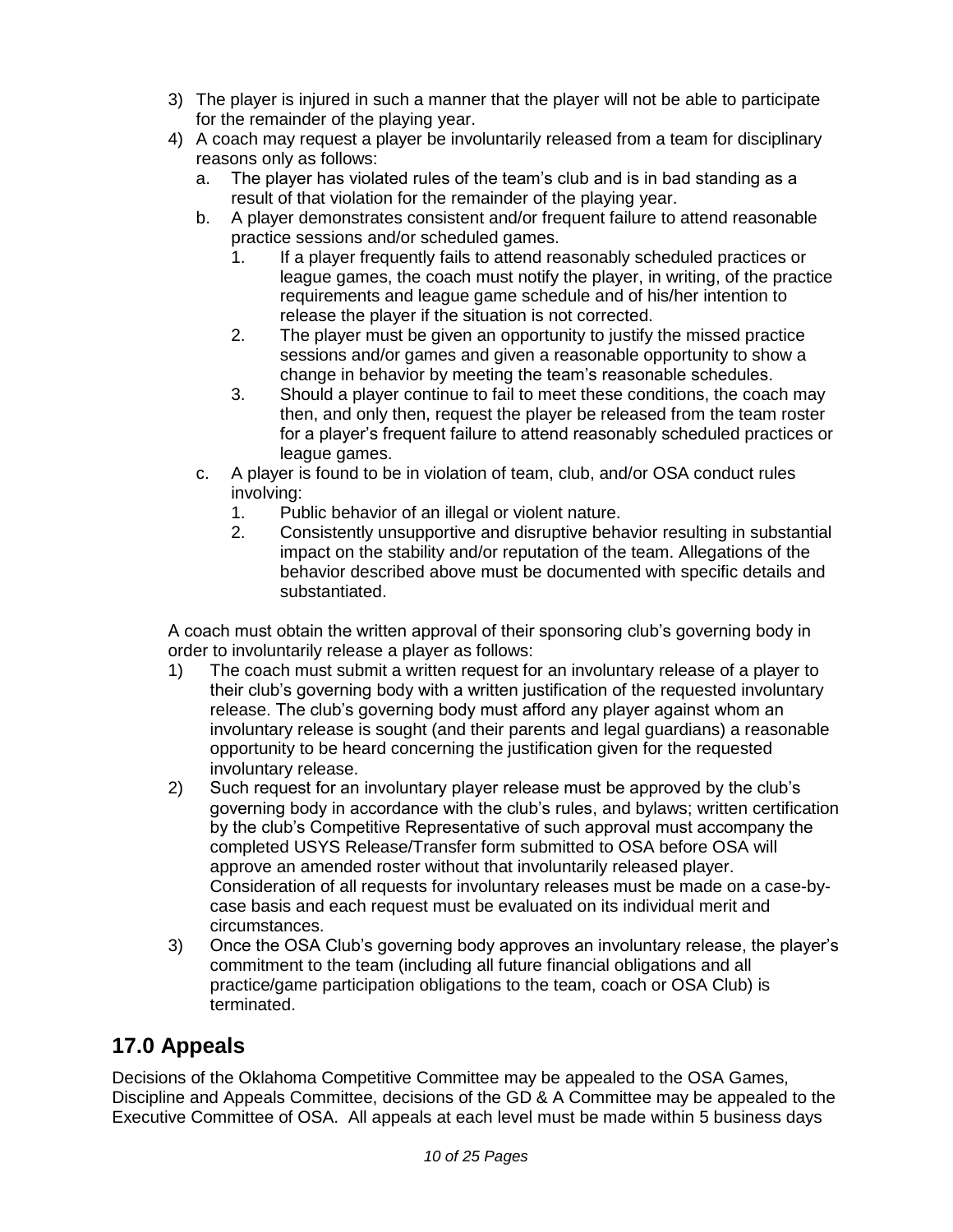3) The player is injured in such a manner that the player will not be able to participate for the remainder of the playing year.
4) A coach may request a player be involuntarily released from a team for disciplinary reasons only as follows:
   a. The player has violated rules of the team's club and is in bad standing as a result of that violation for the remainder of the playing year.
   b. A player demonstrates consistent and/or frequent failure to attend reasonable practice sessions and/or scheduled games.
      1. If a player frequently fails to attend reasonably scheduled practices or league games, the coach must notify the player, in writing, of the practice requirements and league game schedule and of his/her intention to release the player if the situation is not corrected.
      2. The player must be given an opportunity to justify the missed practice sessions and/or games and given a reasonable opportunity to show a change in behavior by meeting the team's reasonable schedules.
      3. Should a player continue to fail to meet these conditions, the coach may then, and only then, request the player be released from the team roster for a player's frequent failure to attend reasonably scheduled practices or league games.
   c. A player is found to be in violation of team, club, and/or OSA conduct rules involving:
      1. Public behavior of an illegal or violent nature.
      2. Consistently unsupportive and disruptive behavior resulting in substantial impact on the stability and/or reputation of the team. Allegations of the behavior described above must be documented with specific details and substantiated.

A coach must obtain the written approval of their sponsoring club's governing body in order to involuntarily release a player as follows:

1) The coach must submit a written request for an involuntary release of a player to their club's governing body with a written justification of the requested involuntary release. The club's governing body must afford any player against whom an involuntary release is sought (and their parents and legal guardians) a reasonable opportunity to be heard concerning the justification given for the requested involuntary release.
2) Such request for an involuntary player release must be approved by the club's governing body in accordance with the club's rules, and bylaws; written certification by the club's Competitive Representative of such approval must accompany the completed USYS Release/Transfer form submitted to OSA before OSA will approve an amended roster without that involuntarily released player. Consideration of all requests for involuntary releases must be made on a case-by-case basis and each request must be evaluated on its individual merit and circumstances.
3) Once the OSA Club's governing body approves an involuntary release, the player's commitment to the team (including all future financial obligations and all practice/game participation obligations to the team, coach or OSA Club) is terminated.

## 17.0 Appeals

Decisions of the Oklahoma Competitive Committee may be appealed to the OSA Games, Discipline and Appeals Committee, decisions of the GD & A Committee may be appealed to the Executive Committee of OSA. All appeals at each level must be made within 5 business days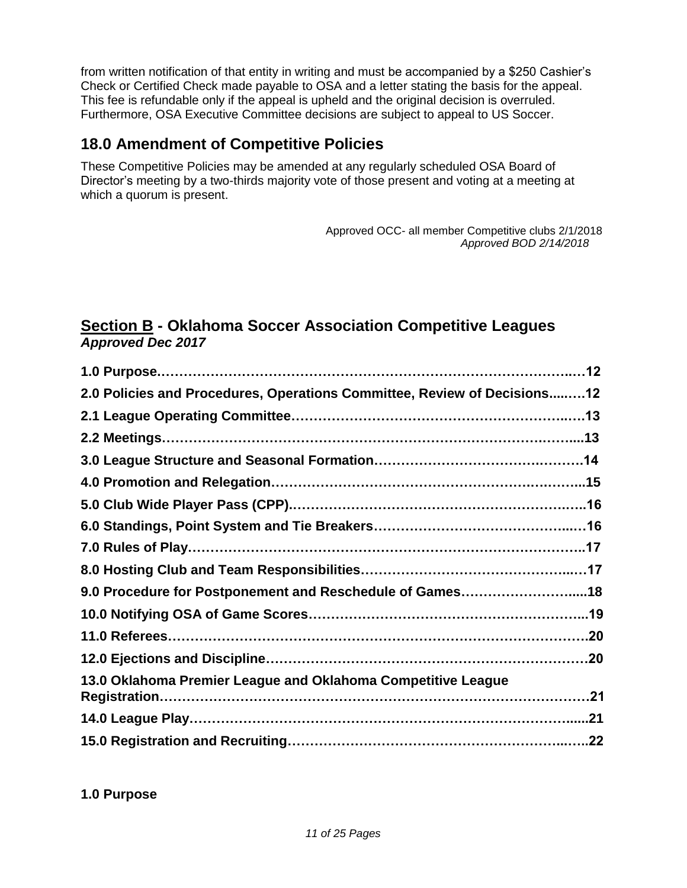from written notification of that entity in writing and must be accompanied by a $250 Cashier's Check or Certified Check made payable to OSA and a letter stating the basis for the appeal. This fee is refundable only if the appeal is upheld and the original decision is overruled. Furthermore, OSA Executive Committee decisions are subject to appeal to US Soccer.

## 18.0 Amendment of Competitive Policies

These Competitive Policies may be amended at any regularly scheduled OSA Board of Director's meeting by a two-thirds majority vote of those present and voting at a meeting at which a quorum is present.

Approved OCC- all member Competitive clubs 2/1/2018
*Approved BOD 2/14/2018*

## Section B - Oklahoma Soccer Association Competitive Leagues
***Approved Dec 2017***

**1.0 Purpose……………………………………………………………………………..…12**

**2.0 Policies and Procedures, Operations Committee, Review of Decisions…..….12**

**2.1 League Operating Committee………………………………………………….…13**

**2.2 Meetings…………………………………………………………………………...13**

**3.0 League Structure and Seasonal Formation……………………………………14**

**4.0 Promotion and Relegation……………………………………………………...15**

**5.0 Club Wide Player Pass (CPP)…………………………………………………..16**

**6.0 Standings, Point System and Tie Breakers…………………………………..…16**

**7.0 Rules of Play……………………………………………………………………..17**

**8.0 Hosting Club and Team Responsibilities…………………………………….…17**

**9.0 Procedure for Postponement and Reschedule of Games……………………....18**

**10.0 Notifying OSA of Game Scores…………………………………………………..19**

**11.0 Referees…………………………………………………………………………….20**

**12.0 Ejections and Discipline…………………………………………………………20**

**13.0 Oklahoma Premier League and Oklahoma Competitive League Registration………………………………………………………………………………21**

**14.0 League Play……………………………………………………………………......21**

**15.0 Registration and Recruiting……………………………………………………..….22**

**1.0 Purpose**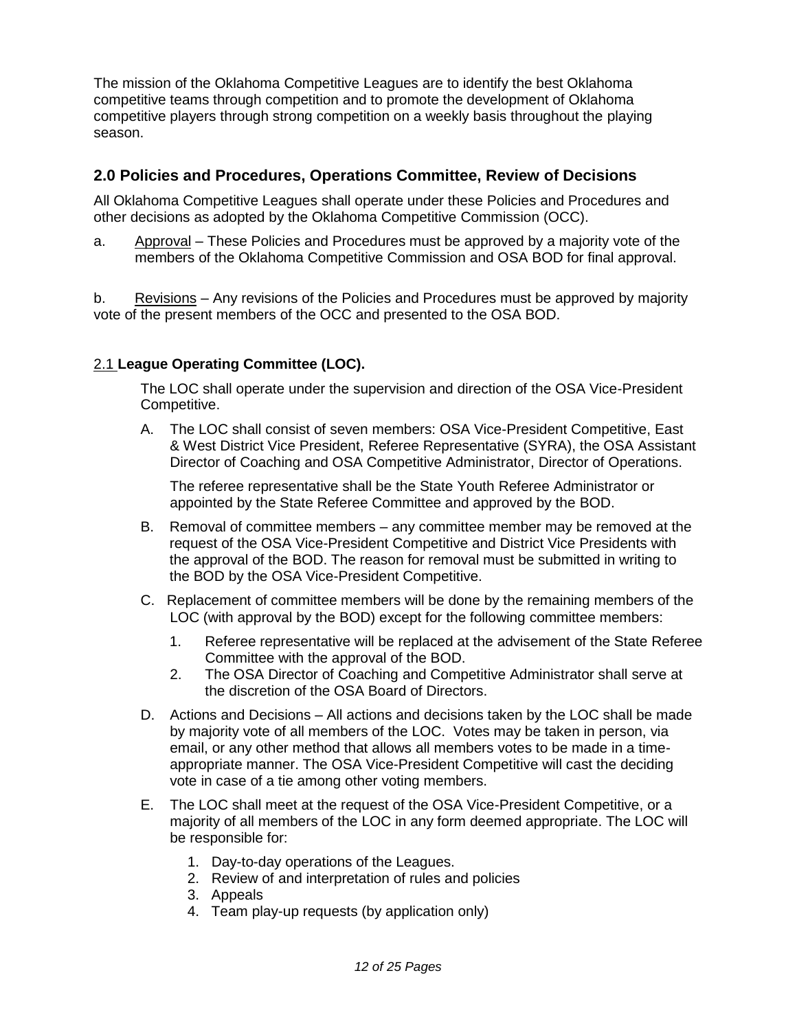The mission of the Oklahoma Competitive Leagues are to identify the best Oklahoma competitive teams through competition and to promote the development of Oklahoma competitive players through strong competition on a weekly basis throughout the playing season.

## 2.0 Policies and Procedures, Operations Committee, Review of Decisions

All Oklahoma Competitive Leagues shall operate under these Policies and Procedures and other decisions as adopted by the Oklahoma Competitive Commission (OCC).

a. Approval – These Policies and Procedures must be approved by a majority vote of the members of the Oklahoma Competitive Commission and OSA BOD for final approval.

b. Revisions – Any revisions of the Policies and Procedures must be approved by majority vote of the present members of the OCC and presented to the OSA BOD.

### 2.1 League Operating Committee (LOC).

The LOC shall operate under the supervision and direction of the OSA Vice-President Competitive.

A. The LOC shall consist of seven members: OSA Vice-President Competitive, East & West District Vice President, Referee Representative (SYRA), the OSA Assistant Director of Coaching and OSA Competitive Administrator, Director of Operations.

   The referee representative shall be the State Youth Referee Administrator or appointed by the State Referee Committee and approved by the BOD.

B. Removal of committee members – any committee member may be removed at the request of the OSA Vice-President Competitive and District Vice Presidents with the approval of the BOD. The reason for removal must be submitted in writing to the BOD by the OSA Vice-President Competitive.

C. Replacement of committee members will be done by the remaining members of the LOC (with approval by the BOD) except for the following committee members:
   1. Referee representative will be replaced at the advisement of the State Referee Committee with the approval of the BOD.
   2. The OSA Director of Coaching and Competitive Administrator shall serve at the discretion of the OSA Board of Directors.

D. Actions and Decisions – All actions and decisions taken by the LOC shall be made by majority vote of all members of the LOC. Votes may be taken in person, via email, or any other method that allows all members votes to be made in a time-appropriate manner. The OSA Vice-President Competitive will cast the deciding vote in case of a tie among other voting members.

E. The LOC shall meet at the request of the OSA Vice-President Competitive, or a majority of all members of the LOC in any form deemed appropriate. The LOC will be responsible for:
   1. Day-to-day operations of the Leagues.
   2. Review of and interpretation of rules and policies
   3. Appeals
   4. Team play-up requests (by application only)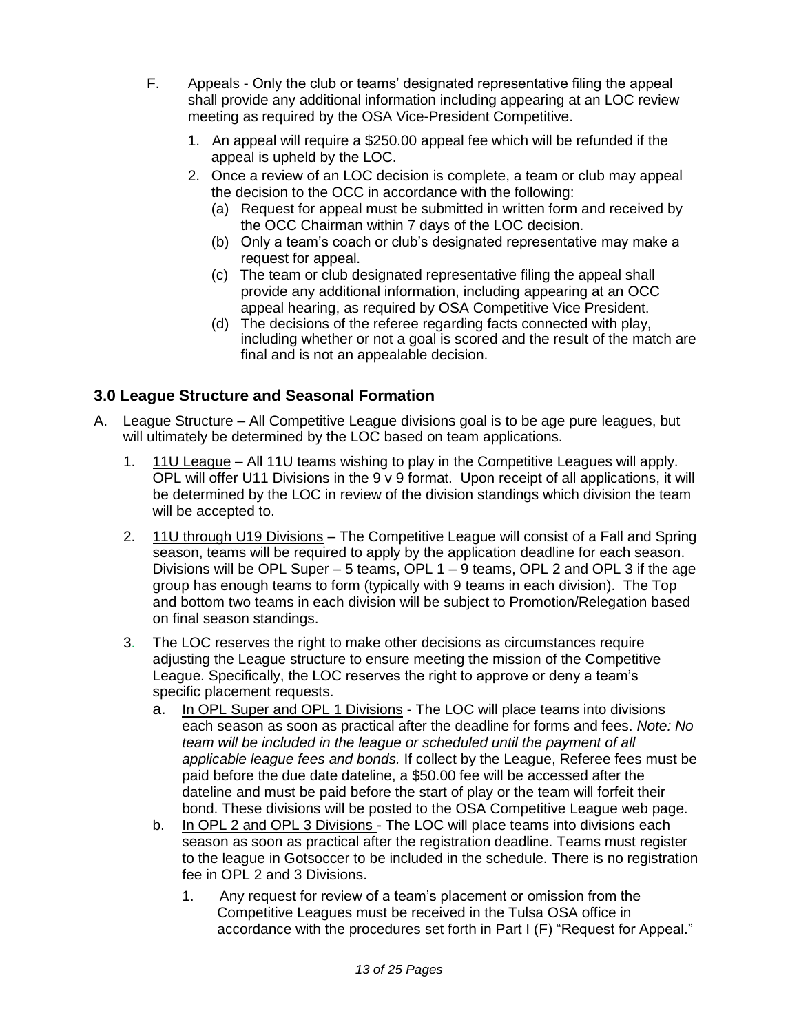F. Appeals - Only the club or teams' designated representative filing the appeal shall provide any additional information including appearing at an LOC review meeting as required by the OSA Vice-President Competitive.

1. An appeal will require a $250.00 appeal fee which will be refunded if the appeal is upheld by the LOC.
2. Once a review of an LOC decision is complete, a team or club may appeal the decision to the OCC in accordance with the following:
   - (a) Request for appeal must be submitted in written form and received by the OCC Chairman within 7 days of the LOC decision.
   - (b) Only a team's coach or club's designated representative may make a request for appeal.
   - (c) The team or club designated representative filing the appeal shall provide any additional information, including appearing at an OCC appeal hearing, as required by OSA Competitive Vice President.
   - (d) The decisions of the referee regarding facts connected with play, including whether or not a goal is scored and the result of the match are final and is not an appealable decision.

## 3.0 League Structure and Seasonal Formation

A. League Structure – All Competitive League divisions goal is to be age pure leagues, but will ultimately be determined by the LOC based on team applications.

1. 11U League – All 11U teams wishing to play in the Competitive Leagues will apply. OPL will offer U11 Divisions in the 9 v 9 format. Upon receipt of all applications, it will be determined by the LOC in review of the division standings which division the team will be accepted to.
2. 11U through U19 Divisions – The Competitive League will consist of a Fall and Spring season, teams will be required to apply by the application deadline for each season. Divisions will be OPL Super – 5 teams, OPL 1 – 9 teams, OPL 2 and OPL 3 if the age group has enough teams to form (typically with 9 teams in each division). The Top and bottom two teams in each division will be subject to Promotion/Relegation based on final season standings.
3. The LOC reserves the right to make other decisions as circumstances require adjusting the League structure to ensure meeting the mission of the Competitive League. Specifically, the LOC reserves the right to approve or deny a team's specific placement requests.
   - a. In OPL Super and OPL 1 Divisions - The LOC will place teams into divisions each season as soon as practical after the deadline for forms and fees. *Note: No team will be included in the league or scheduled until the payment of all applicable league fees and bonds.* If collect by the League, Referee fees must be paid before the due date dateline, a $50.00 fee will be accessed after the dateline and must be paid before the start of play or the team will forfeit their bond. These divisions will be posted to the OSA Competitive League web page.
   - b. In OPL 2 and OPL 3 Divisions - The LOC will place teams into divisions each season as soon as practical after the registration deadline. Teams must register to the league in Gotsoccer to be included in the schedule. There is no registration fee in OPL 2 and 3 Divisions.
     1. Any request for review of a team's placement or omission from the Competitive Leagues must be received in the Tulsa OSA office in accordance with the procedures set forth in Part I (F) "Request for Appeal."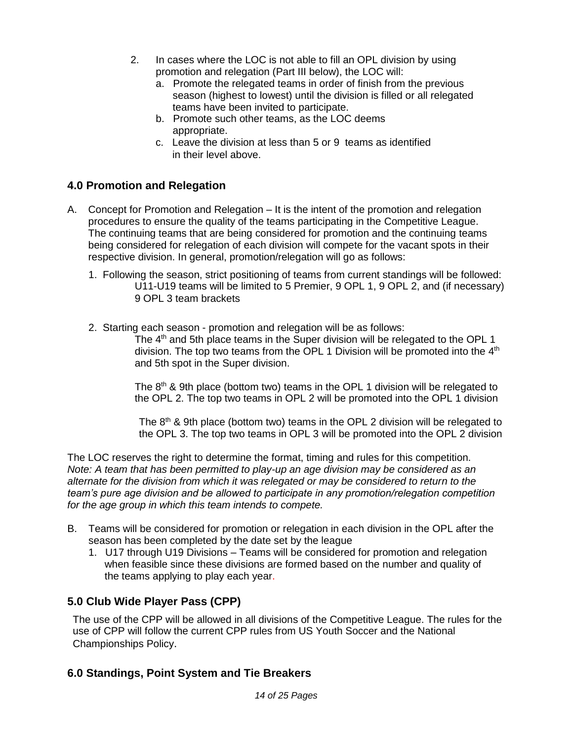2. In cases where the LOC is not able to fill an OPL division by using promotion and relegation (Part III below), the LOC will:
   a. Promote the relegated teams in order of finish from the previous season (highest to lowest) until the division is filled or all relegated teams have been invited to participate.
   b. Promote such other teams, as the LOC deems appropriate.
   c. Leave the division at less than 5 or 9 teams as identified in their level above.

## 4.0 Promotion and Relegation

A. Concept for Promotion and Relegation – It is the intent of the promotion and relegation procedures to ensure the quality of the teams participating in the Competitive League. The continuing teams that are being considered for promotion and the continuing teams being considered for relegation of each division will compete for the vacant spots in their respective division. In general, promotion/relegation will go as follows:

   1. Following the season, strict positioning of teams from current standings will be followed:
      U11-U19 teams will be limited to 5 Premier, 9 OPL 1, 9 OPL 2, and (if necessary) 9 OPL 3 team brackets

   2. Starting each season - promotion and relegation will be as follows:
      The 4th and 5th place teams in the Super division will be relegated to the OPL 1 division. The top two teams from the OPL 1 Division will be promoted into the 4th and 5th spot in the Super division.

      The 8th & 9th place (bottom two) teams in the OPL 1 division will be relegated to the OPL 2. The top two teams in OPL 2 will be promoted into the OPL 1 division

      The 8th & 9th place (bottom two) teams in the OPL 2 division will be relegated to the OPL 3. The top two teams in OPL 3 will be promoted into the OPL 2 division

The LOC reserves the right to determine the format, timing and rules for this competition.
*Note: A team that has been permitted to play-up an age division may be considered as an alternate for the division from which it was relegated or may be considered to return to the team's pure age division and be allowed to participate in any promotion/relegation competition for the age group in which this team intends to compete.*

B. Teams will be considered for promotion or relegation in each division in the OPL after the season has been completed by the date set by the league
   1. U17 through U19 Divisions – Teams will be considered for promotion and relegation when feasible since these divisions are formed based on the number and quality of the teams applying to play each year.

## 5.0 Club Wide Player Pass (CPP)

The use of the CPP will be allowed in all divisions of the Competitive League. The rules for the use of CPP will follow the current CPP rules from US Youth Soccer and the National Championships Policy.

## 6.0 Standings, Point System and Tie Breakers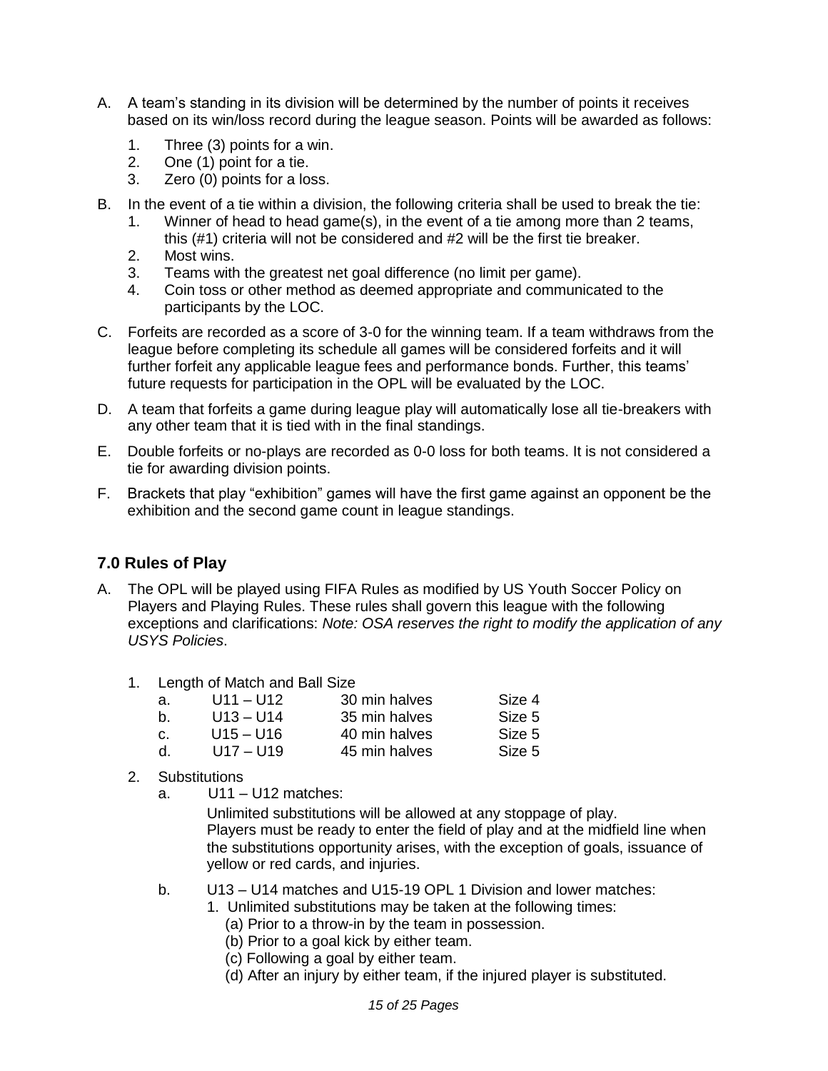A. A team's standing in its division will be determined by the number of points it receives based on its win/loss record during the league season. Points will be awarded as follows:

   1. Three (3) points for a win.
   2. One (1) point for a tie.
   3. Zero (0) points for a loss.

B. In the event of a tie within a division, the following criteria shall be used to break the tie:

   1. Winner of head to head game(s), in the event of a tie among more than 2 teams, this (#1) criteria will not be considered and #2 will be the first tie breaker.
   2. Most wins.
   3. Teams with the greatest net goal difference (no limit per game).
   4. Coin toss or other method as deemed appropriate and communicated to the participants by the LOC.

C. Forfeits are recorded as a score of 3-0 for the winning team. If a team withdraws from the league before completing its schedule all games will be considered forfeits and it will further forfeit any applicable league fees and performance bonds. Further, this teams' future requests for participation in the OPL will be evaluated by the LOC.

D. A team that forfeits a game during league play will automatically lose all tie-breakers with any other team that it is tied with in the final standings.

E. Double forfeits or no-plays are recorded as 0-0 loss for both teams. It is not considered a tie for awarding division points.

F. Brackets that play "exhibition" games will have the first game against an opponent be the exhibition and the second game count in league standings.

## 7.0 Rules of Play

A. The OPL will be played using FIFA Rules as modified by US Youth Soccer Policy on Players and Playing Rules. These rules shall govern this league with the following exceptions and clarifications: *Note: OSA reserves the right to modify the application of any USYS Policies*.

   1. Length of Match and Ball Size

| | | | |
|---|---|---|---|
| a. | U11 – U12 | 30 min halves | Size 4 |
| b. | U13 – U14 | 35 min halves | Size 5 |
| c. | U15 – U16 | 40 min halves | Size 5 |
| d. | U17 – U19 | 45 min halves | Size 5 |

   2. Substitutions

      a. U11 – U12 matches:

         Unlimited substitutions will be allowed at any stoppage of play.
         Players must be ready to enter the field of play and at the midfield line when the substitutions opportunity arises, with the exception of goals, issuance of yellow or red cards, and injuries.

      b. U13 – U14 matches and U15-19 OPL 1 Division and lower matches:

         1. Unlimited substitutions may be taken at the following times:
            (a) Prior to a throw-in by the team in possession.
            (b) Prior to a goal kick by either team.
            (c) Following a goal by either team.
            (d) After an injury by either team, if the injured player is substituted.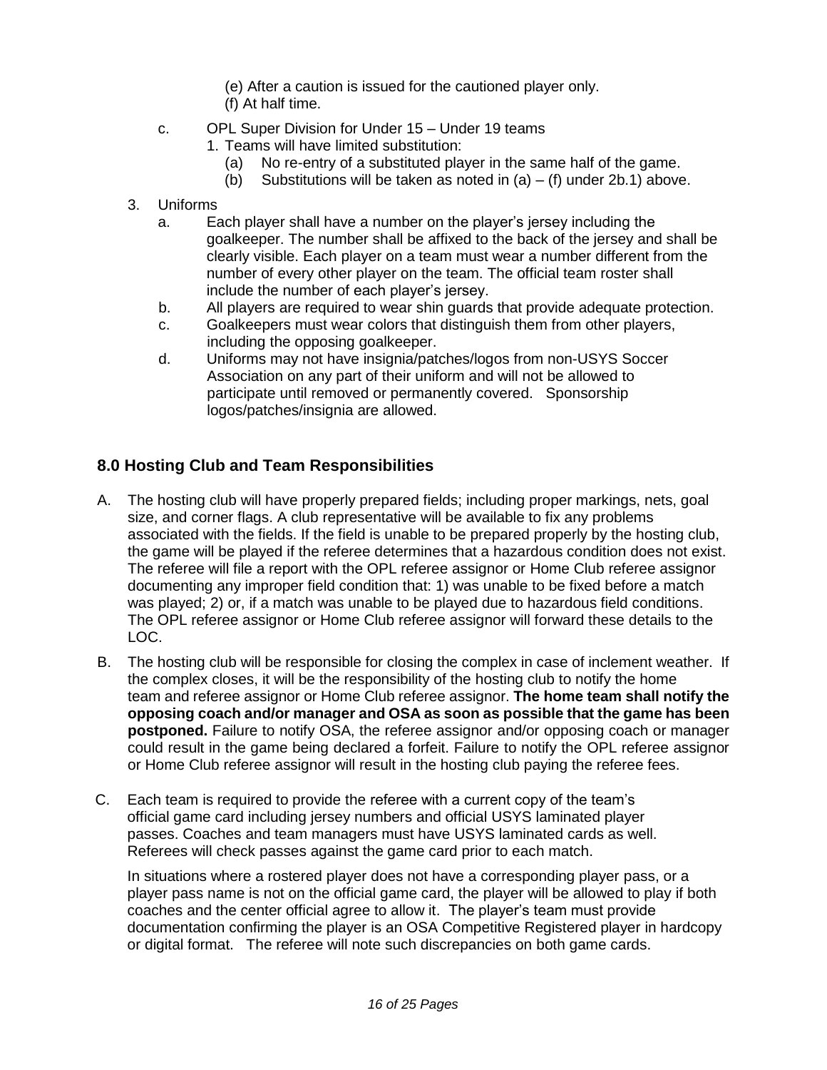(e) After a caution is issued for the cautioned player only.
(f) At half time.

c. OPL Super Division for Under 15 – Under 19 teams
   1. Teams will have limited substitution:
      (a) No re-entry of a substituted player in the same half of the game.
      (b) Substitutions will be taken as noted in (a) – (f) under 2b.1) above.

3. Uniforms
   a. Each player shall have a number on the player's jersey including the goalkeeper. The number shall be affixed to the back of the jersey and shall be clearly visible. Each player on a team must wear a number different from the number of every other player on the team. The official team roster shall include the number of each player's jersey.
   b. All players are required to wear shin guards that provide adequate protection.
   c. Goalkeepers must wear colors that distinguish them from other players, including the opposing goalkeeper.
   d. Uniforms may not have insignia/patches/logos from non-USYS Soccer Association on any part of their uniform and will not be allowed to participate until removed or permanently covered. Sponsorship logos/patches/insignia are allowed.

## 8.0 Hosting Club and Team Responsibilities

A. The hosting club will have properly prepared fields; including proper markings, nets, goal size, and corner flags. A club representative will be available to fix any problems associated with the fields. If the field is unable to be prepared properly by the hosting club, the game will be played if the referee determines that a hazardous condition does not exist. The referee will file a report with the OPL referee assignor or Home Club referee assignor documenting any improper field condition that: 1) was unable to be fixed before a match was played; 2) or, if a match was unable to be played due to hazardous field conditions. The OPL referee assignor or Home Club referee assignor will forward these details to the LOC.

B. The hosting club will be responsible for closing the complex in case of inclement weather. If the complex closes, it will be the responsibility of the hosting club to notify the home team and referee assignor or Home Club referee assignor. **The home team shall notify the opposing coach and/or manager and OSA as soon as possible that the game has been postponed.** Failure to notify OSA, the referee assignor and/or opposing coach or manager could result in the game being declared a forfeit. Failure to notify the OPL referee assignor or Home Club referee assignor will result in the hosting club paying the referee fees.

C. Each team is required to provide the referee with a current copy of the team's official game card including jersey numbers and official USYS laminated player passes. Coaches and team managers must have USYS laminated cards as well. Referees will check passes against the game card prior to each match.

   In situations where a rostered player does not have a corresponding player pass, or a player pass name is not on the official game card, the player will be allowed to play if both coaches and the center official agree to allow it. The player's team must provide documentation confirming the player is an OSA Competitive Registered player in hardcopy or digital format. The referee will note such discrepancies on both game cards.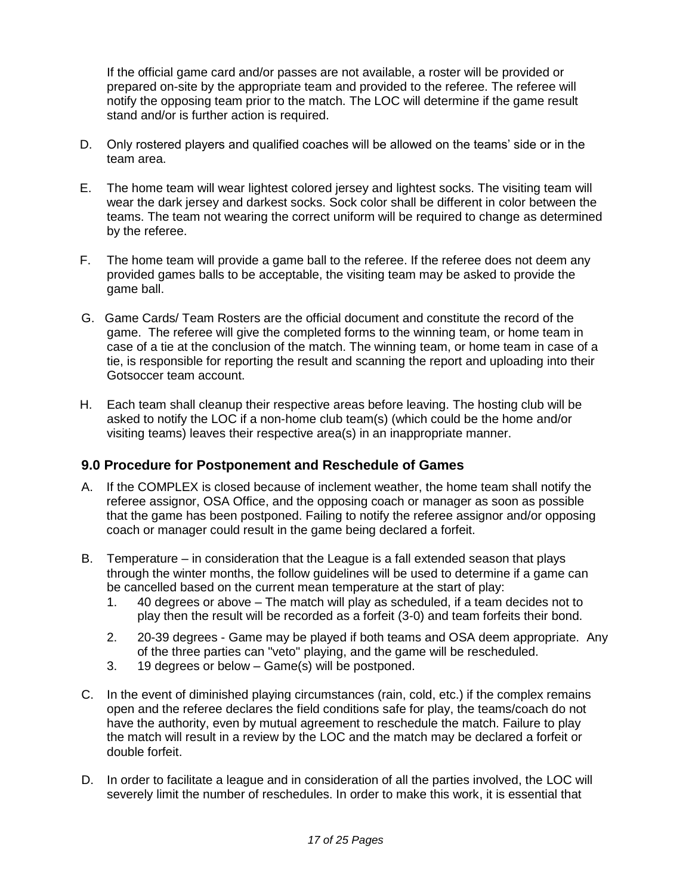If the official game card and/or passes are not available, a roster will be provided or prepared on-site by the appropriate team and provided to the referee. The referee will notify the opposing team prior to the match. The LOC will determine if the game result stand and/or is further action is required.

D. Only rostered players and qualified coaches will be allowed on the teams' side or in the team area.

E. The home team will wear lightest colored jersey and lightest socks. The visiting team will wear the dark jersey and darkest socks. Sock color shall be different in color between the teams. The team not wearing the correct uniform will be required to change as determined by the referee.

F. The home team will provide a game ball to the referee. If the referee does not deem any provided games balls to be acceptable, the visiting team may be asked to provide the game ball.

G. Game Cards/ Team Rosters are the official document and constitute the record of the game. The referee will give the completed forms to the winning team, or home team in case of a tie at the conclusion of the match. The winning team, or home team in case of a tie, is responsible for reporting the result and scanning the report and uploading into their Gotsoccer team account.

H. Each team shall cleanup their respective areas before leaving. The hosting club will be asked to notify the LOC if a non-home club team(s) (which could be the home and/or visiting teams) leaves their respective area(s) in an inappropriate manner.

## 9.0 Procedure for Postponement and Reschedule of Games

A. If the COMPLEX is closed because of inclement weather, the home team shall notify the referee assignor, OSA Office, and the opposing coach or manager as soon as possible that the game has been postponed. Failing to notify the referee assignor and/or opposing coach or manager could result in the game being declared a forfeit.

B. Temperature – in consideration that the League is a fall extended season that plays through the winter months, the follow guidelines will be used to determine if a game can be cancelled based on the current mean temperature at the start of play:
   1. 40 degrees or above – The match will play as scheduled, if a team decides not to play then the result will be recorded as a forfeit (3-0) and team forfeits their bond.
   2. 20-39 degrees - Game may be played if both teams and OSA deem appropriate. Any of the three parties can "veto" playing, and the game will be rescheduled.
   3. 19 degrees or below – Game(s) will be postponed.

C. In the event of diminished playing circumstances (rain, cold, etc.) if the complex remains open and the referee declares the field conditions safe for play, the teams/coach do not have the authority, even by mutual agreement to reschedule the match. Failure to play the match will result in a review by the LOC and the match may be declared a forfeit or double forfeit.

D. In order to facilitate a league and in consideration of all the parties involved, the LOC will severely limit the number of reschedules. In order to make this work, it is essential that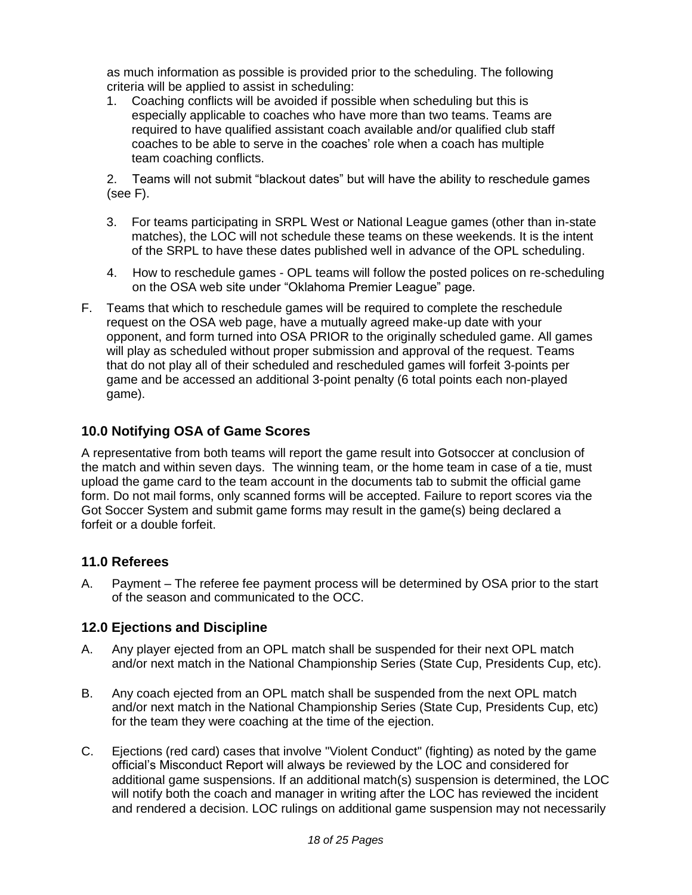as much information as possible is provided prior to the scheduling. The following criteria will be applied to assist in scheduling:

1. Coaching conflicts will be avoided if possible when scheduling but this is especially applicable to coaches who have more than two teams. Teams are required to have qualified assistant coach available and/or qualified club staff coaches to be able to serve in the coaches' role when a coach has multiple team coaching conflicts.

2. Teams will not submit "blackout dates" but will have the ability to reschedule games (see F).

3. For teams participating in SRPL West or National League games (other than in-state matches), the LOC will not schedule these teams on these weekends. It is the intent of the SRPL to have these dates published well in advance of the OPL scheduling.

4. How to reschedule games - OPL teams will follow the posted polices on re-scheduling on the OSA web site under "Oklahoma Premier League" page.

F. Teams that which to reschedule games will be required to complete the reschedule request on the OSA web page, have a mutually agreed make-up date with your opponent, and form turned into OSA PRIOR to the originally scheduled game. All games will play as scheduled without proper submission and approval of the request. Teams that do not play all of their scheduled and rescheduled games will forfeit 3-points per game and be accessed an additional 3-point penalty (6 total points each non-played game).

## 10.0 Notifying OSA of Game Scores

A representative from both teams will report the game result into Gotsoccer at conclusion of the match and within seven days. The winning team, or the home team in case of a tie, must upload the game card to the team account in the documents tab to submit the official game form. Do not mail forms, only scanned forms will be accepted. Failure to report scores via the Got Soccer System and submit game forms may result in the game(s) being declared a forfeit or a double forfeit.

## 11.0 Referees

A. Payment – The referee fee payment process will be determined by OSA prior to the start of the season and communicated to the OCC.

## 12.0 Ejections and Discipline

A. Any player ejected from an OPL match shall be suspended for their next OPL match and/or next match in the National Championship Series (State Cup, Presidents Cup, etc).

B. Any coach ejected from an OPL match shall be suspended from the next OPL match and/or next match in the National Championship Series (State Cup, Presidents Cup, etc) for the team they were coaching at the time of the ejection.

C. Ejections (red card) cases that involve "Violent Conduct" (fighting) as noted by the game official's Misconduct Report will always be reviewed by the LOC and considered for additional game suspensions. If an additional match(s) suspension is determined, the LOC will notify both the coach and manager in writing after the LOC has reviewed the incident and rendered a decision. LOC rulings on additional game suspension may not necessarily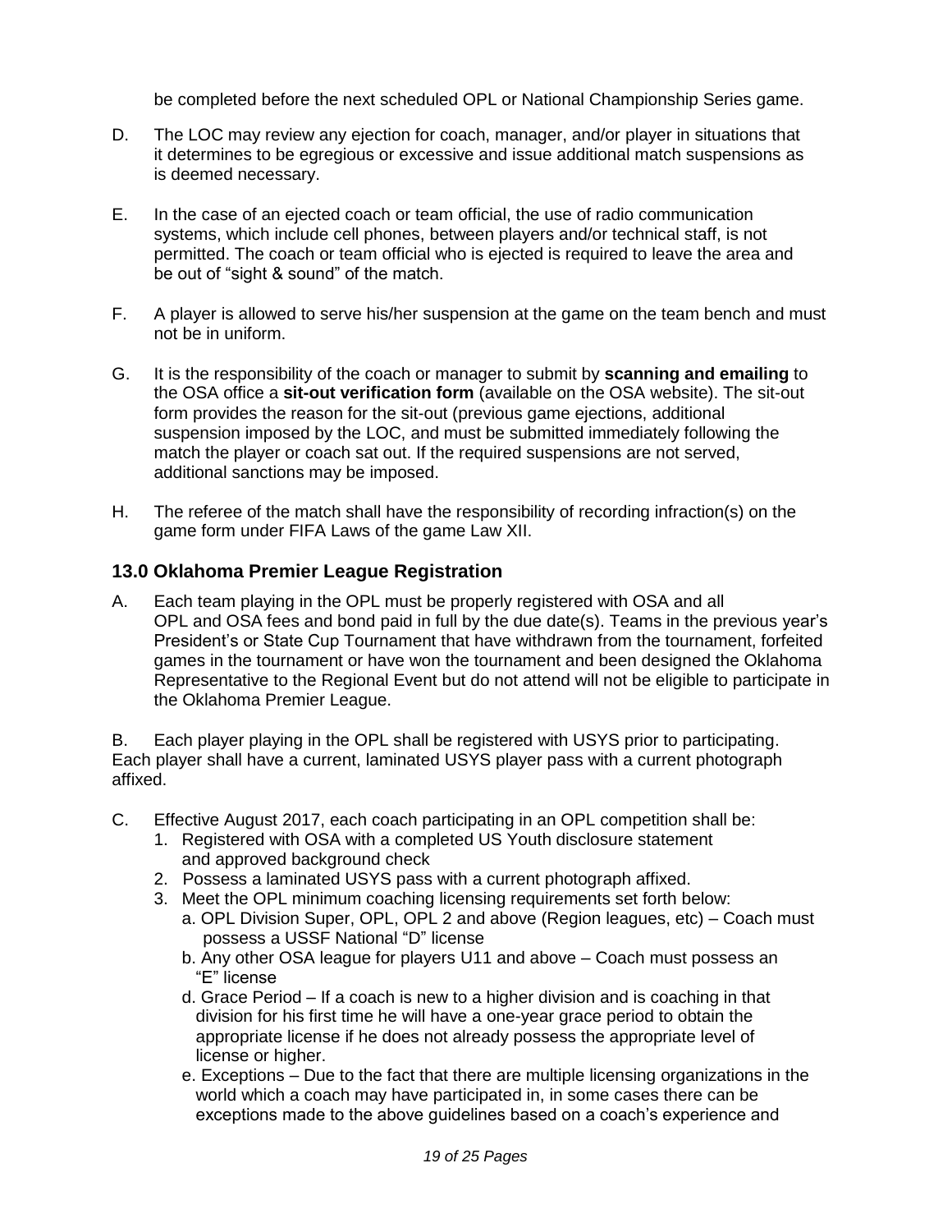be completed before the next scheduled OPL or National Championship Series game.

D. The LOC may review any ejection for coach, manager, and/or player in situations that it determines to be egregious or excessive and issue additional match suspensions as is deemed necessary.

E. In the case of an ejected coach or team official, the use of radio communication systems, which include cell phones, between players and/or technical staff, is not permitted. The coach or team official who is ejected is required to leave the area and be out of "sight & sound" of the match.

F. A player is allowed to serve his/her suspension at the game on the team bench and must not be in uniform.

G. It is the responsibility of the coach or manager to submit by **scanning and emailing** to the OSA office a **sit-out verification form** (available on the OSA website). The sit-out form provides the reason for the sit-out (previous game ejections, additional suspension imposed by the LOC, and must be submitted immediately following the match the player or coach sat out. If the required suspensions are not served, additional sanctions may be imposed.

H. The referee of the match shall have the responsibility of recording infraction(s) on the game form under FIFA Laws of the game Law XII.

## 13.0 Oklahoma Premier League Registration

A. Each team playing in the OPL must be properly registered with OSA and all OPL and OSA fees and bond paid in full by the due date(s). Teams in the previous year's President's or State Cup Tournament that have withdrawn from the tournament, forfeited games in the tournament or have won the tournament and been designed the Oklahoma Representative to the Regional Event but do not attend will not be eligible to participate in the Oklahoma Premier League.

B. Each player playing in the OPL shall be registered with USYS prior to participating. Each player shall have a current, laminated USYS player pass with a current photograph affixed.

C. Effective August 2017, each coach participating in an OPL competition shall be:

1. Registered with OSA with a completed US Youth disclosure statement and approved background check
2. Possess a laminated USYS pass with a current photograph affixed.
3. Meet the OPL minimum coaching licensing requirements set forth below:
   a. OPL Division Super, OPL, OPL 2 and above (Region leagues, etc) – Coach must possess a USSF National "D" license
   b. Any other OSA league for players U11 and above – Coach must possess an "E" license
   d. Grace Period – If a coach is new to a higher division and is coaching in that division for his first time he will have a one-year grace period to obtain the appropriate license if he does not already possess the appropriate level of license or higher.
   e. Exceptions – Due to the fact that there are multiple licensing organizations in the world which a coach may have participated in, in some cases there can be exceptions made to the above guidelines based on a coach's experience and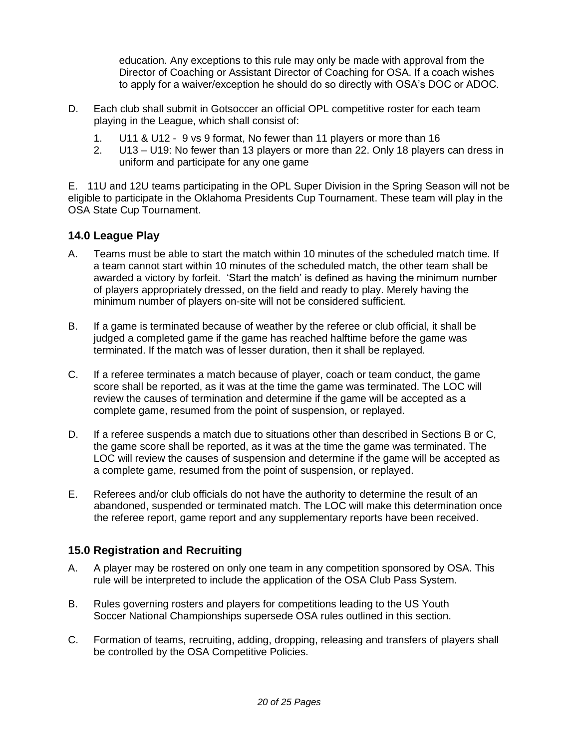education. Any exceptions to this rule may only be made with approval from the Director of Coaching or Assistant Director of Coaching for OSA. If a coach wishes to apply for a waiver/exception he should do so directly with OSA's DOC or ADOC.

D. Each club shall submit in Gotsoccer an official OPL competitive roster for each team playing in the League, which shall consist of:

1. U11 & U12 - 9 vs 9 format, No fewer than 11 players or more than 16
2. U13 – U19: No fewer than 13 players or more than 22. Only 18 players can dress in uniform and participate for any one game

E. 11U and 12U teams participating in the OPL Super Division in the Spring Season will not be eligible to participate in the Oklahoma Presidents Cup Tournament. These team will play in the OSA State Cup Tournament.

## 14.0 League Play

A. Teams must be able to start the match within 10 minutes of the scheduled match time. If a team cannot start within 10 minutes of the scheduled match, the other team shall be awarded a victory by forfeit. 'Start the match' is defined as having the minimum number of players appropriately dressed, on the field and ready to play. Merely having the minimum number of players on-site will not be considered sufficient.

B. If a game is terminated because of weather by the referee or club official, it shall be judged a completed game if the game has reached halftime before the game was terminated. If the match was of lesser duration, then it shall be replayed.

C. If a referee terminates a match because of player, coach or team conduct, the game score shall be reported, as it was at the time the game was terminated. The LOC will review the causes of termination and determine if the game will be accepted as a complete game, resumed from the point of suspension, or replayed.

D. If a referee suspends a match due to situations other than described in Sections B or C, the game score shall be reported, as it was at the time the game was terminated. The LOC will review the causes of suspension and determine if the game will be accepted as a complete game, resumed from the point of suspension, or replayed.

E. Referees and/or club officials do not have the authority to determine the result of an abandoned, suspended or terminated match. The LOC will make this determination once the referee report, game report and any supplementary reports have been received.

## 15.0 Registration and Recruiting

A. A player may be rostered on only one team in any competition sponsored by OSA. This rule will be interpreted to include the application of the OSA Club Pass System.

B. Rules governing rosters and players for competitions leading to the US Youth Soccer National Championships supersede OSA rules outlined in this section.

C. Formation of teams, recruiting, adding, dropping, releasing and transfers of players shall be controlled by the OSA Competitive Policies.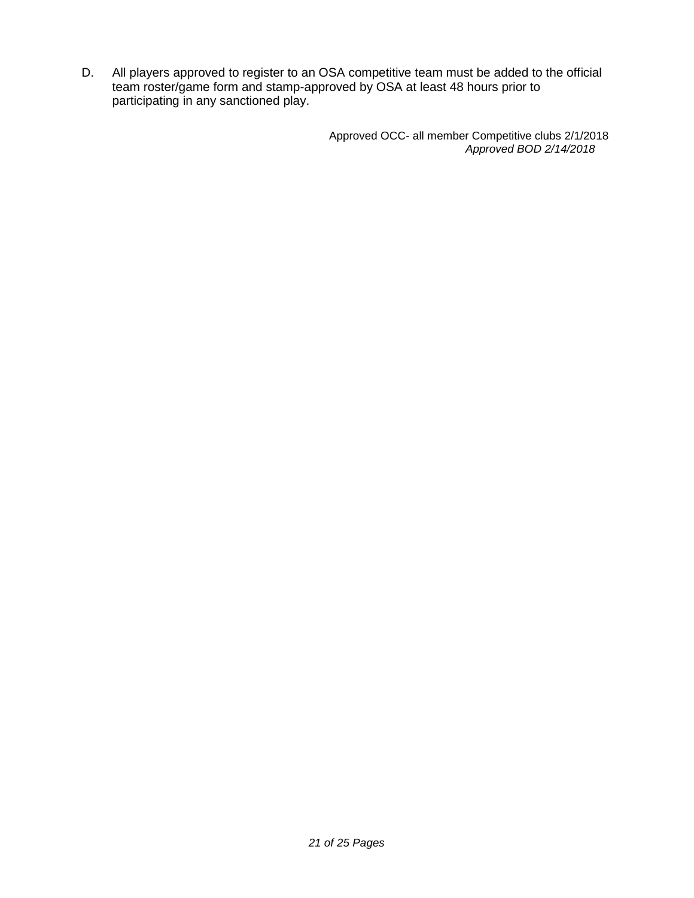D. All players approved to register to an OSA competitive team must be added to the official team roster/game form and stamp-approved by OSA at least 48 hours prior to participating in any sanctioned play.

Approved OCC- all member Competitive clubs 2/1/2018
*Approved BOD 2/14/2018*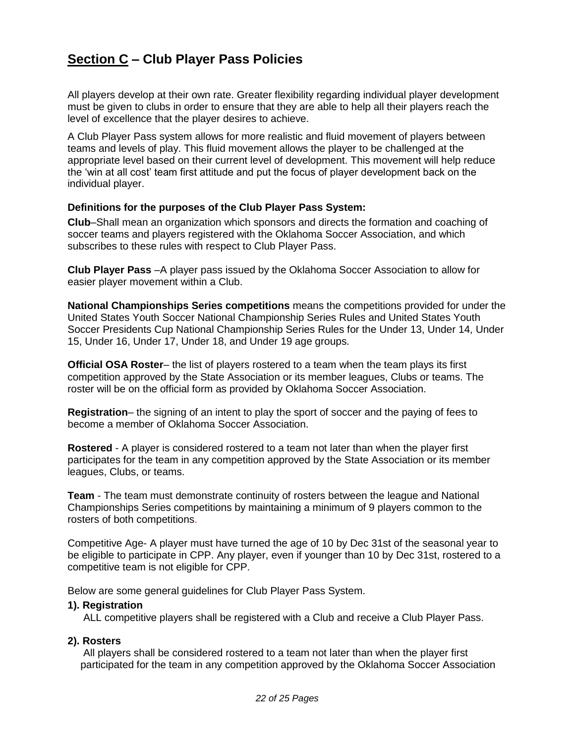## **Section C** – Club Player Pass Policies

All players develop at their own rate. Greater flexibility regarding individual player development must be given to clubs in order to ensure that they are able to help all their players reach the level of excellence that the player desires to achieve.

A Club Player Pass system allows for more realistic and fluid movement of players between teams and levels of play. This fluid movement allows the player to be challenged at the appropriate level based on their current level of development. This movement will help reduce the 'win at all cost' team first attitude and put the focus of player development back on the individual player.

**Definitions for the purposes of the Club Player Pass System:**

**Club**–Shall mean an organization which sponsors and directs the formation and coaching of soccer teams and players registered with the Oklahoma Soccer Association, and which subscribes to these rules with respect to Club Player Pass.

**Club Player Pass** –A player pass issued by the Oklahoma Soccer Association to allow for easier player movement within a Club.

**National Championships Series competitions** means the competitions provided for under the United States Youth Soccer National Championship Series Rules and United States Youth Soccer Presidents Cup National Championship Series Rules for the Under 13, Under 14, Under 15, Under 16, Under 17, Under 18, and Under 19 age groups.

**Official OSA Roster**– the list of players rostered to a team when the team plays its first competition approved by the State Association or its member leagues, Clubs or teams. The roster will be on the official form as provided by Oklahoma Soccer Association.

**Registration**– the signing of an intent to play the sport of soccer and the paying of fees to become a member of Oklahoma Soccer Association.

**Rostered** - A player is considered rostered to a team not later than when the player first participates for the team in any competition approved by the State Association or its member leagues, Clubs, or teams.

**Team** - The team must demonstrate continuity of rosters between the league and National Championships Series competitions by maintaining a minimum of 9 players common to the rosters of both competitions.

Competitive Age- A player must have turned the age of 10 by Dec 31st of the seasonal year to be eligible to participate in CPP. Any player, even if younger than 10 by Dec 31st, rostered to a competitive team is not eligible for CPP.

Below are some general guidelines for Club Player Pass System.

**1). Registration**

ALL competitive players shall be registered with a Club and receive a Club Player Pass.

**2). Rosters**

All players shall be considered rostered to a team not later than when the player first participated for the team in any competition approved by the Oklahoma Soccer Association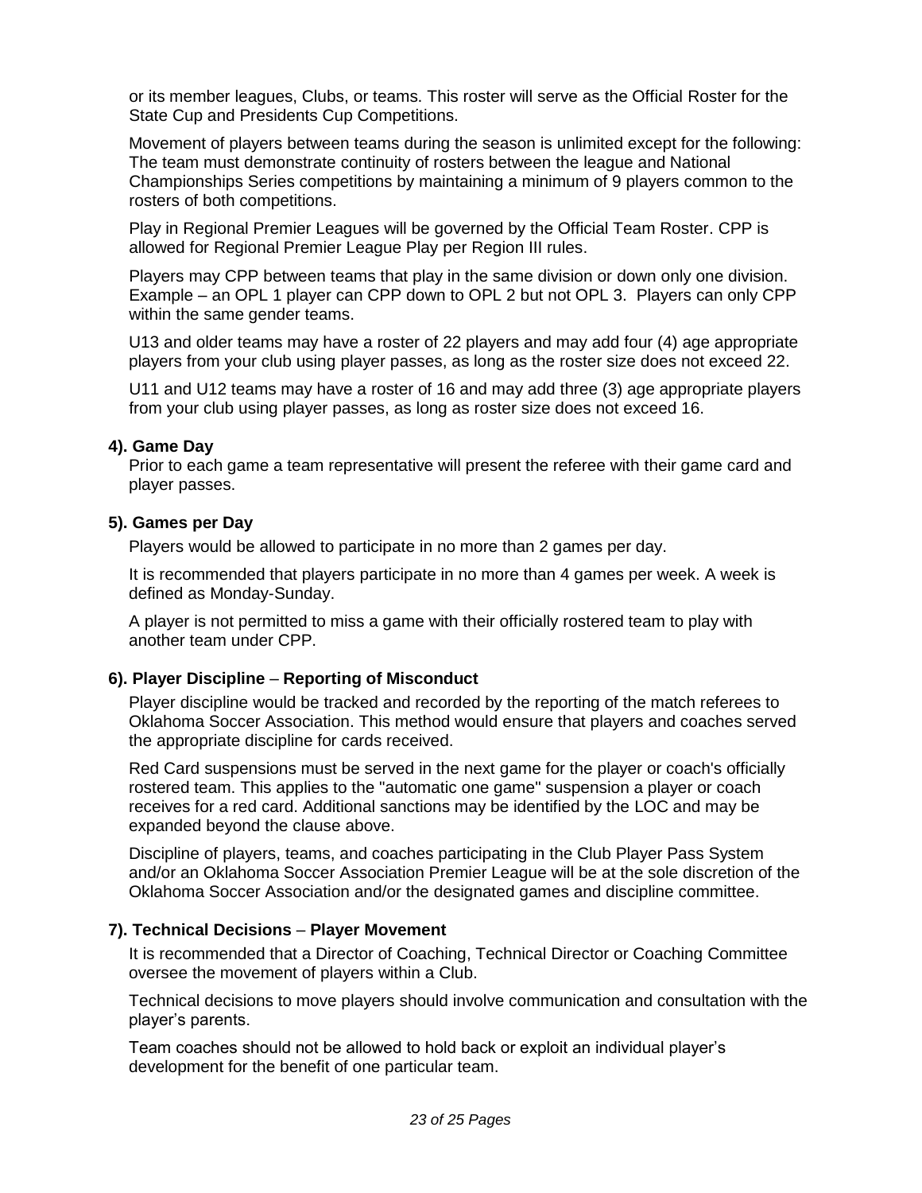or its member leagues, Clubs, or teams. This roster will serve as the Official Roster for the State Cup and Presidents Cup Competitions.

Movement of players between teams during the season is unlimited except for the following: The team must demonstrate continuity of rosters between the league and National Championships Series competitions by maintaining a minimum of 9 players common to the rosters of both competitions.

Play in Regional Premier Leagues will be governed by the Official Team Roster. CPP is allowed for Regional Premier League Play per Region III rules.

Players may CPP between teams that play in the same division or down only one division. Example – an OPL 1 player can CPP down to OPL 2 but not OPL 3. Players can only CPP within the same gender teams.

U13 and older teams may have a roster of 22 players and may add four (4) age appropriate players from your club using player passes, as long as the roster size does not exceed 22.

U11 and U12 teams may have a roster of 16 and may add three (3) age appropriate players from your club using player passes, as long as roster size does not exceed 16.

**4). Game Day**

Prior to each game a team representative will present the referee with their game card and player passes.

**5). Games per Day**

Players would be allowed to participate in no more than 2 games per day.

It is recommended that players participate in no more than 4 games per week. A week is defined as Monday-Sunday.

A player is not permitted to miss a game with their officially rostered team to play with another team under CPP.

**6). Player Discipline – Reporting of Misconduct**

Player discipline would be tracked and recorded by the reporting of the match referees to Oklahoma Soccer Association. This method would ensure that players and coaches served the appropriate discipline for cards received.

Red Card suspensions must be served in the next game for the player or coach's officially rostered team. This applies to the "automatic one game" suspension a player or coach receives for a red card. Additional sanctions may be identified by the LOC and may be expanded beyond the clause above.

Discipline of players, teams, and coaches participating in the Club Player Pass System and/or an Oklahoma Soccer Association Premier League will be at the sole discretion of the Oklahoma Soccer Association and/or the designated games and discipline committee.

**7). Technical Decisions – Player Movement**

It is recommended that a Director of Coaching, Technical Director or Coaching Committee oversee the movement of players within a Club.

Technical decisions to move players should involve communication and consultation with the player's parents.

Team coaches should not be allowed to hold back or exploit an individual player's development for the benefit of one particular team.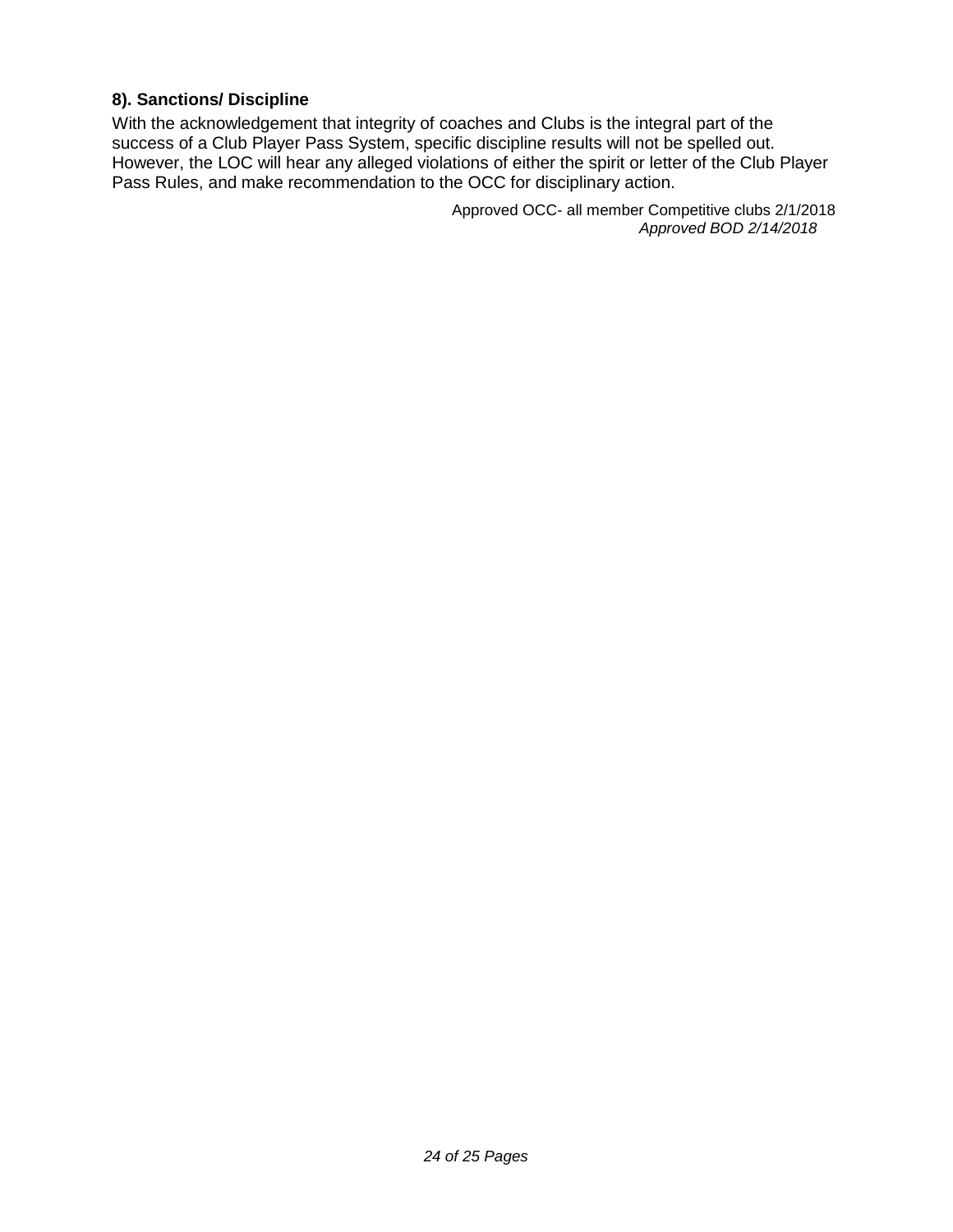### 8). Sanctions/ Discipline

With the acknowledgement that integrity of coaches and Clubs is the integral part of the success of a Club Player Pass System, specific discipline results will not be spelled out. However, the LOC will hear any alleged violations of either the spirit or letter of the Club Player Pass Rules, and make recommendation to the OCC for disciplinary action.

Approved OCC- all member Competitive clubs 2/1/2018
*Approved BOD 2/14/2018*